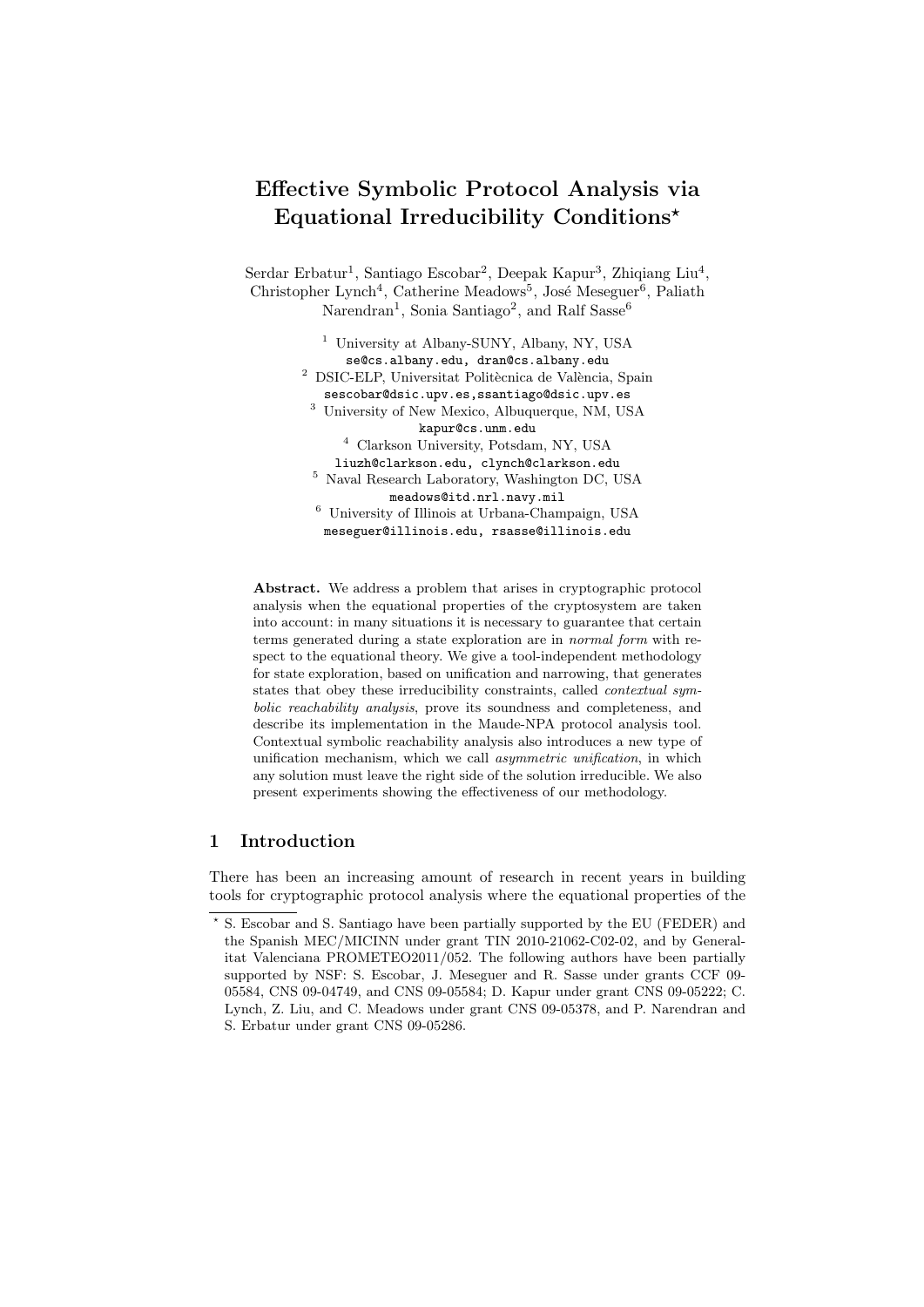# Effective Symbolic Protocol Analysis via Equational Irreducibility Conditions*

Serdar Erbatur[1], Santiago Escobar[2], Deepak Kapur[3], Zhiqiang Liu[4], Christopher Lynch[4], Catherine Meadows[5], José Meseguer[6], Paliath Narendran[1], Sonia Santiago[2], and Ralf Sasse[6]

[1] University at Albany-SUNY, Albany, NY, USA
se@cs.albany.edu, dran@cs.albany.edu

[2] DSIC-ELP, Universitat Politècnica de València, Spain
sescobar@dsic.upv.es,ssantiago@dsic.upv.es

[3] University of New Mexico, Albuquerque, NM, USA
kapur@cs.unm.edu

[4] Clarkson University, Potsdam, NY, USA
liuzh@clarkson.edu, clynch@clarkson.edu

[5] Naval Research Laboratory, Washington DC, USA
meadows@itd.nrl.navy.mil

[6] University of Illinois at Urbana-Champaign, USA
meseguer@illinois.edu, rsasse@illinois.edu

**Abstract.** We address a problem that arises in cryptographic protocol analysis when the equational properties of the cryptosystem are taken into account: in many situations it is necessary to guarantee that certain terms generated during a state exploration are in *normal form* with respect to the equational theory. We give a tool-independent methodology for state exploration, based on unification and narrowing, that generates states that obey these irreducibility constraints, called *contextual symbolic reachability analysis*, prove its soundness and completeness, and describe its implementation in the Maude-NPA protocol analysis tool. Contextual symbolic reachability analysis also introduces a new type of unification mechanism, which we call *asymmetric unification*, in which any solution must leave the right side of the solution irreducible. We also present experiments showing the effectiveness of our methodology.

## 1 Introduction

There has been an increasing amount of research in recent years in building tools for cryptographic protocol analysis where the equational properties of the

---

* S. Escobar and S. Santiago have been partially supported by the EU (FEDER) and the Spanish MEC/MICINN under grant TIN 2010-21062-C02-02, and by Generalitat Valenciana PROMETEO2011/052. The following authors have been partially supported by NSF: S. Escobar, J. Meseguer and R. Sasse under grants CCF 09-05584, CNS 09-04749, and CNS 09-05584; D. Kapur under grant CNS 09-05222; C. Lynch, Z. Liu, and C. Meadows under grant CNS 09-05378, and P. Narendran and S. Erbatur under grant CNS 09-05286.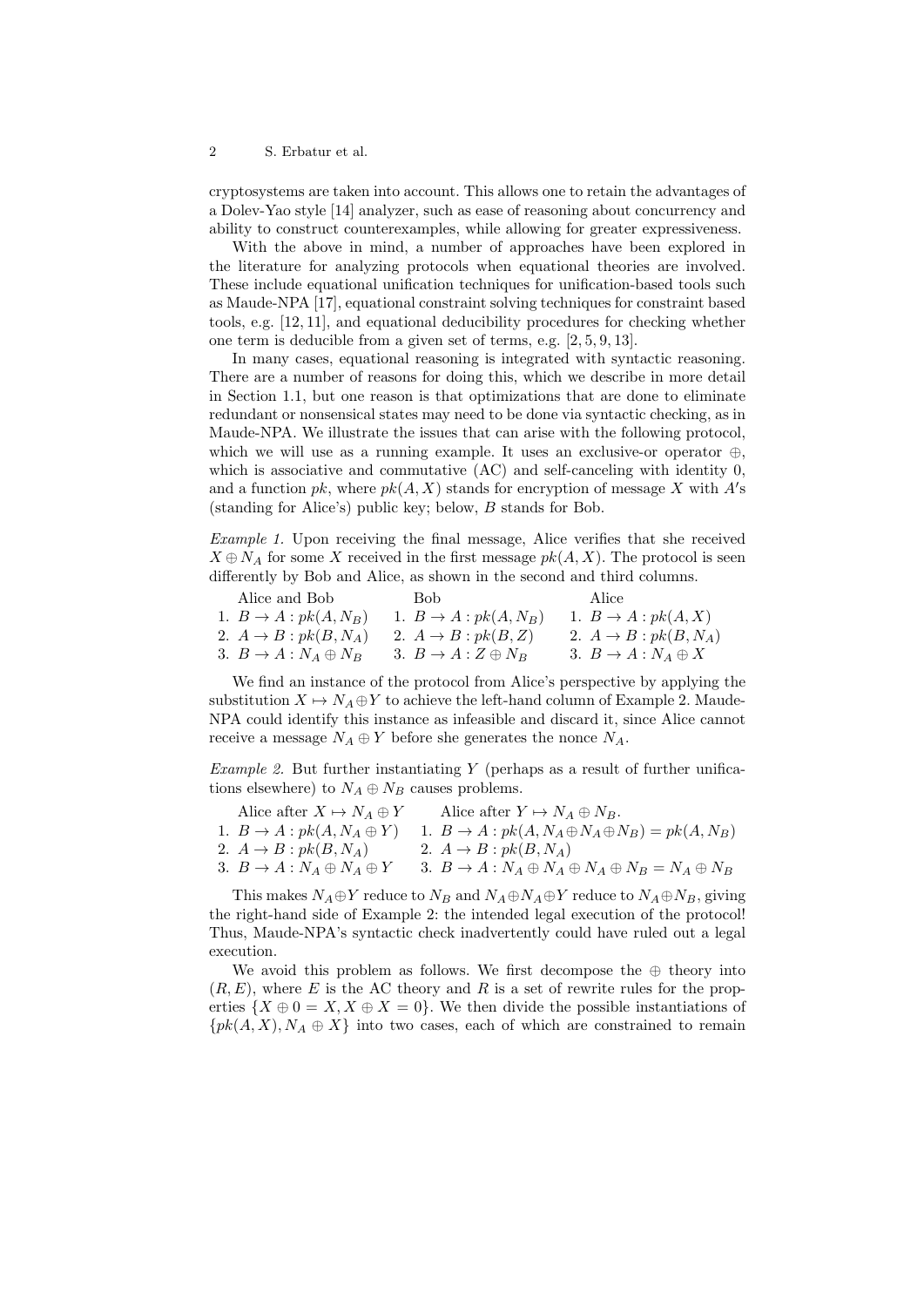cryptosystems are taken into account. This allows one to retain the advantages of a Dolev-Yao style [14] analyzer, such as ease of reasoning about concurrency and ability to construct counterexamples, while allowing for greater expressiveness.

With the above in mind, a number of approaches have been explored in the literature for analyzing protocols when equational theories are involved. These include equational unification techniques for unification-based tools such as Maude-NPA [17], equational constraint solving techniques for constraint based tools, e.g. [12, 11], and equational deducibility procedures for checking whether one term is deducible from a given set of terms, e.g. [2, 5, 9, 13].

In many cases, equational reasoning is integrated with syntactic reasoning. There are a number of reasons for doing this, which we describe in more detail in Section 1.1, but one reason is that optimizations that are done to eliminate redundant or nonsensical states may need to be done via syntactic checking, as in Maude-NPA. We illustrate the issues that can arise with the following protocol, which we will use as a running example. It uses an exclusive-or operator $\oplus$, which is associative and commutative (AC) and self-canceling with identity 0, and a function $pk$, where $pk(A, X)$ stands for encryption of message $X$ with $A'$s (standing for Alice's) public key; below, $B$ stands for Bob.

*Example 1.* Upon receiving the final message, Alice verifies that she received $X \oplus N_A$ for some $X$ received in the first message $pk(A, X)$. The protocol is seen differently by Bob and Alice, as shown in the second and third columns.

| Alice and Bob | Bob | Alice |
|---|---|---|
| 1. $B \to A : pk(A, N_B)$ | 1. $B \to A : pk(A, N_B)$ | 1. $B \to A : pk(A, X)$ |
| 2. $A \to B : pk(B, N_A)$ | 2. $A \to B : pk(B, Z)$ | 2. $A \to B : pk(B, N_A)$ |
| 3. $B \to A : N_A \oplus N_B$ | 3. $B \to A : Z \oplus N_B$ | 3. $B \to A : N_A \oplus X$ |

We find an instance of the protocol from Alice's perspective by applying the substitution $X \mapsto N_A \oplus Y$ to achieve the left-hand column of Example 2. Maude-NPA could identify this instance as infeasible and discard it, since Alice cannot receive a message $N_A \oplus Y$ before she generates the nonce $N_A$.

*Example 2.* But further instantiating $Y$ (perhaps as a result of further unifications elsewhere) to $N_A \oplus N_B$ causes problems.

| Alice after $X \mapsto N_A \oplus Y$ | Alice after $Y \mapsto N_A \oplus N_B$. |
|---|---|
| 1. $B \to A : pk(A, N_A \oplus Y)$ | 1. $B \to A : pk(A, N_A \oplus N_A \oplus N_B) = pk(A, N_B)$ |
| 2. $A \to B : pk(B, N_A)$ | 2. $A \to B : pk(B, N_A)$ |
| 3. $B \to A : N_A \oplus N_A \oplus Y$ | 3. $B \to A : N_A \oplus N_A \oplus N_A \oplus N_B = N_A \oplus N_B$ |

This makes $N_A \oplus Y$ reduce to $N_B$ and $N_A \oplus N_A \oplus Y$ reduce to $N_A \oplus N_B$, giving the right-hand side of Example 2: the intended legal execution of the protocol! Thus, Maude-NPA's syntactic check inadvertently could have ruled out a legal execution.

We avoid this problem as follows. We first decompose the $\oplus$ theory into $(R, E)$, where $E$ is the AC theory and $R$ is a set of rewrite rules for the properties $\{X \oplus 0 = X, X \oplus X = 0\}$. We then divide the possible instantiations of $\{pk(A, X), N_A \oplus X\}$ into two cases, each of which are constrained to remain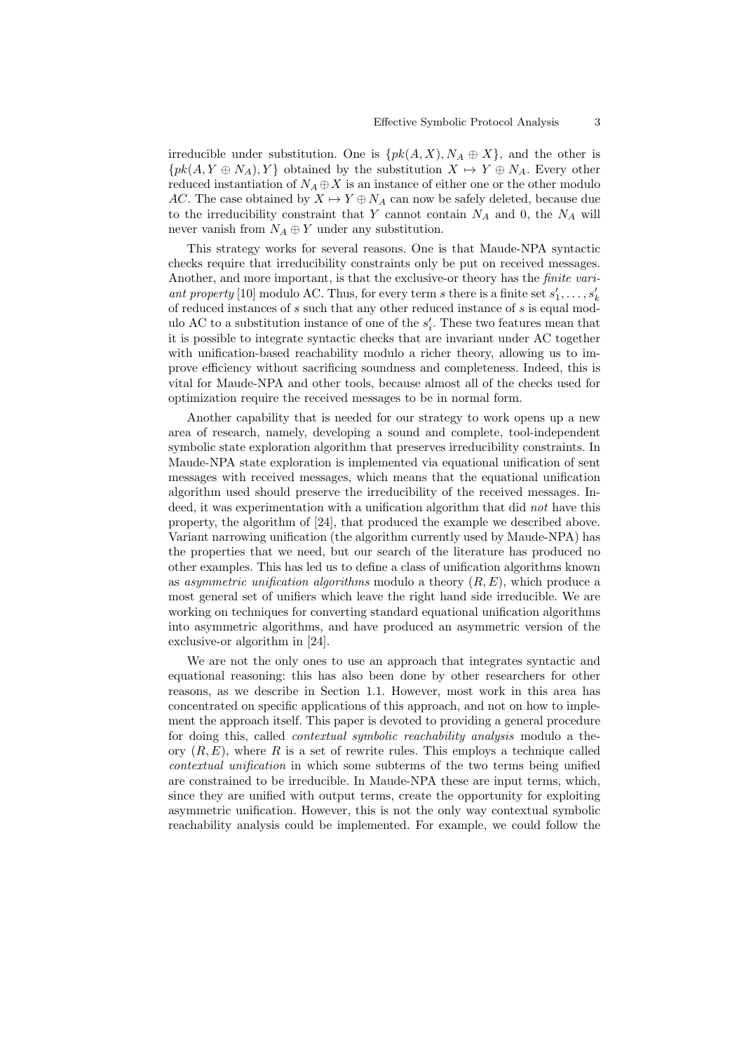irreducible under substitution. One is $\{pk(A, X), N_A \oplus X\}$, and the other is $\{pk(A, Y \oplus N_A), Y\}$ obtained by the substitution $X \mapsto Y \oplus N_A$. Every other reduced instantiation of $N_A \oplus X$ is an instance of either one or the other modulo $AC$. The case obtained by $X \mapsto Y \oplus N_A$ can now be safely deleted, because due to the irreducibility constraint that $Y$ cannot contain $N_A$ and 0, the $N_A$ will never vanish from $N_A \oplus Y$ under any substitution.

This strategy works for several reasons. One is that Maude-NPA syntactic checks require that irreducibility constraints only be put on received messages. Another, and more important, is that the exclusive-or theory has the *finite variant property* [10] modulo AC. Thus, for every term $s$ there is a finite set $s'_1, \ldots, s'_k$ of reduced instances of $s$ such that any other reduced instance of $s$ is equal modulo AC to a substitution instance of one of the $s'_i$. These two features mean that it is possible to integrate syntactic checks that are invariant under AC together with unification-based reachability modulo a richer theory, allowing us to improve efficiency without sacrificing soundness and completeness. Indeed, this is vital for Maude-NPA and other tools, because almost all of the checks used for optimization require the received messages to be in normal form.

Another capability that is needed for our strategy to work opens up a new area of research, namely, developing a sound and complete, tool-independent symbolic state exploration algorithm that preserves irreducibility constraints. In Maude-NPA state exploration is implemented via equational unification of sent messages with received messages, which means that the equational unification algorithm used should preserve the irreducibility of the received messages. Indeed, it was experimentation with a unification algorithm that did *not* have this property, the algorithm of [24], that produced the example we described above. Variant narrowing unification (the algorithm currently used by Maude-NPA) has the properties that we need, but our search of the literature has produced no other examples. This has led us to define a class of unification algorithms known as *asymmetric unification algorithms* modulo a theory $(R, E)$, which produce a most general set of unifiers which leave the right hand side irreducible. We are working on techniques for converting standard equational unification algorithms into asymmetric algorithms, and have produced an asymmetric version of the exclusive-or algorithm in [24].

We are not the only ones to use an approach that integrates syntactic and equational reasoning: this has also been done by other researchers for other reasons, as we describe in Section 1.1. However, most work in this area has concentrated on specific applications of this approach, and not on how to implement the approach itself. This paper is devoted to providing a general procedure for doing this, called *contextual symbolic reachability analysis* modulo a theory $(R, E)$, where $R$ is a set of rewrite rules. This employs a technique called *contextual unification* in which some subterms of the two terms being unified are constrained to be irreducible. In Maude-NPA these are input terms, which, since they are unified with output terms, create the opportunity for exploiting asymmetric unification. However, this is not the only way contextual symbolic reachability analysis could be implemented. For example, we could follow the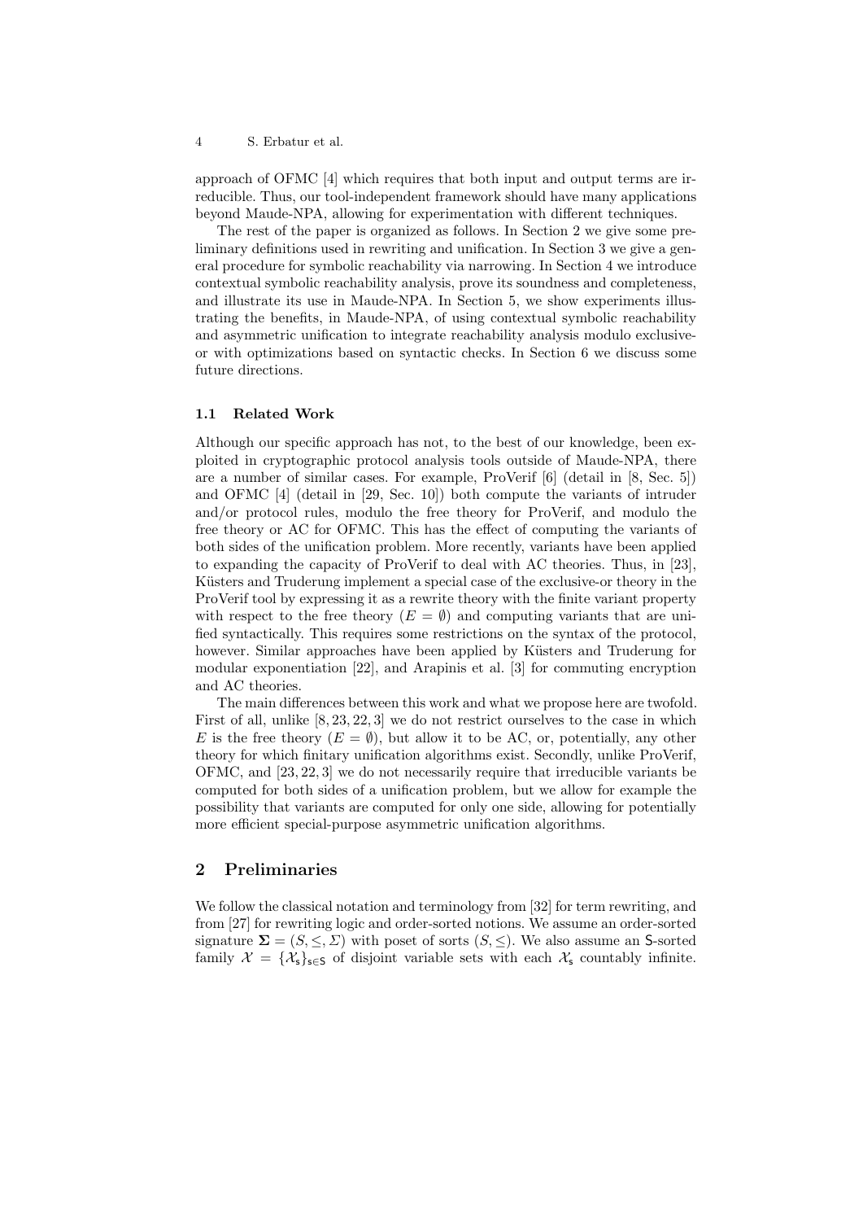approach of OFMC [4] which requires that both input and output terms are irreducible. Thus, our tool-independent framework should have many applications beyond Maude-NPA, allowing for experimentation with different techniques.

The rest of the paper is organized as follows. In Section 2 we give some preliminary definitions used in rewriting and unification. In Section 3 we give a general procedure for symbolic reachability via narrowing. In Section 4 we introduce contextual symbolic reachability analysis, prove its soundness and completeness, and illustrate its use in Maude-NPA. In Section 5, we show experiments illustrating the benefits, in Maude-NPA, of using contextual symbolic reachability and asymmetric unification to integrate reachability analysis modulo exclusive-or with optimizations based on syntactic checks. In Section 6 we discuss some future directions.

### 1.1 Related Work

Although our specific approach has not, to the best of our knowledge, been exploited in cryptographic protocol analysis tools outside of Maude-NPA, there are a number of similar cases. For example, ProVerif [6] (detail in [8, Sec. 5]) and OFMC [4] (detail in [29, Sec. 10]) both compute the variants of intruder and/or protocol rules, modulo the free theory for ProVerif, and modulo the free theory or AC for OFMC. This has the effect of computing the variants of both sides of the unification problem. More recently, variants have been applied to expanding the capacity of ProVerif to deal with AC theories. Thus, in [23], Küsters and Truderung implement a special case of the exclusive-or theory in the ProVerif tool by expressing it as a rewrite theory with the finite variant property with respect to the free theory ($E = \emptyset$) and computing variants that are unified syntactically. This requires some restrictions on the syntax of the protocol, however. Similar approaches have been applied by Küsters and Truderung for modular exponentiation [22], and Arapinis et al. [3] for commuting encryption and AC theories.

The main differences between this work and what we propose here are twofold. First of all, unlike [8, 23, 22, 3] we do not restrict ourselves to the case in which $E$ is the free theory ($E = \emptyset$), but allow it to be AC, or, potentially, any other theory for which finitary unification algorithms exist. Secondly, unlike ProVerif, OFMC, and [23, 22, 3] we do not necessarily require that irreducible variants be computed for both sides of a unification problem, but we allow for example the possibility that variants are computed for only one side, allowing for potentially more efficient special-purpose asymmetric unification algorithms.

## 2 Preliminaries

We follow the classical notation and terminology from [32] for term rewriting, and from [27] for rewriting logic and order-sorted notions. We assume an order-sorted signature $\mathbf{\Sigma} = (S, \leq, \Sigma)$ with poset of sorts $(S, \leq)$. We also assume an $\mathsf{S}$-sorted family $\mathcal{X} = \{\mathcal{X}_\mathsf{s}\}_{\mathsf{s} \in \mathsf{S}}$ of disjoint variable sets with each $\mathcal{X}_\mathsf{s}$ countably infinite.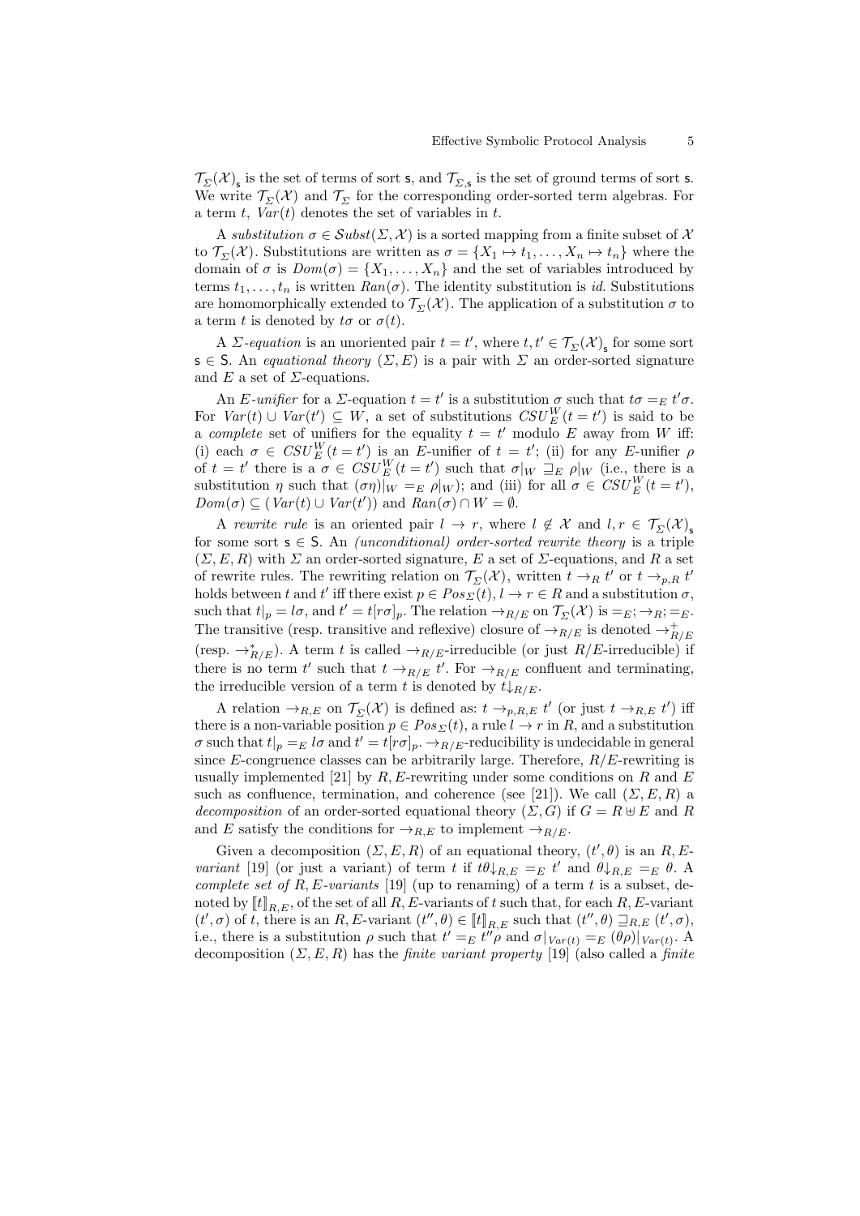$\mathcal{T}_{\Sigma}(\mathcal{X})_{\mathsf{s}}$ is the set of terms of sort $\mathsf{s}$, and $\mathcal{T}_{\Sigma,\mathsf{s}}$ is the set of ground terms of sort $\mathsf{s}$. We write $\mathcal{T}_{\Sigma}(\mathcal{X})$ and $\mathcal{T}_{\Sigma}$ for the corresponding order-sorted term algebras. For a term $t$, $Var(t)$ denotes the set of variables in $t$.

A *substitution* $\sigma \in \mathcal{S}ubst(\Sigma, \mathcal{X})$ is a sorted mapping from a finite subset of $\mathcal{X}$ to $\mathcal{T}_{\Sigma}(\mathcal{X})$. Substitutions are written as $\sigma = \{X_1 \mapsto t_1, \ldots, X_n \mapsto t_n\}$ where the domain of $\sigma$ is $Dom(\sigma) = \{X_1, \ldots, X_n\}$ and the set of variables introduced by terms $t_1, \ldots, t_n$ is written $Ran(\sigma)$. The identity substitution is $id$. Substitutions are homomorphically extended to $\mathcal{T}_{\Sigma}(\mathcal{X})$. The application of a substitution $\sigma$ to a term $t$ is denoted by $t\sigma$ or $\sigma(t)$.

A *$\Sigma$-equation* is an unoriented pair $t = t'$, where $t, t' \in \mathcal{T}_{\Sigma}(\mathcal{X})_{\mathsf{s}}$ for some sort $\mathsf{s} \in \mathsf{S}$. An *equational theory* $(\Sigma, E)$ is a pair with $\Sigma$ an order-sorted signature and $E$ a set of $\Sigma$-equations.

An *$E$-unifier* for a $\Sigma$-equation $t = t'$ is a substitution $\sigma$ such that $t\sigma =_E t'\sigma$. For $Var(t) \cup Var(t') \subseteq W$, a set of substitutions $CSU^W_E(t = t')$ is said to be a *complete* set of unifiers for the equality $t = t'$ modulo $E$ away from $W$ iff: (i) each $\sigma \in CSU^W_E(t = t')$ is an $E$-unifier of $t = t'$; (ii) for any $E$-unifier $\rho$ of $t = t'$ there is a $\sigma \in CSU^W_E(t = t')$ such that $\sigma|_W \sqsupseteq_E \rho|_W$ (i.e., there is a substitution $\eta$ such that $(\sigma\eta)|_W =_E \rho|_W$); and (iii) for all $\sigma \in CSU^W_E(t = t')$, $Dom(\sigma) \subseteq (Var(t) \cup Var(t'))$ and $Ran(\sigma) \cap W = \emptyset$.

A *rewrite rule* is an oriented pair $l \to r$, where $l \notin \mathcal{X}$ and $l, r \in \mathcal{T}_{\Sigma}(\mathcal{X})_{\mathsf{s}}$ for some sort $\mathsf{s} \in \mathsf{S}$. An *(unconditional) order-sorted rewrite theory* is a triple $(\Sigma, E, R)$ with $\Sigma$ an order-sorted signature, $E$ a set of $\Sigma$-equations, and $R$ a set of rewrite rules. The rewriting relation on $\mathcal{T}_{\Sigma}(\mathcal{X})$, written $t \to_R t'$ or $t \to_{p,R} t'$ holds between $t$ and $t'$ iff there exist $p \in Pos_{\Sigma}(t)$, $l \to r \in R$ and a substitution $\sigma$, such that $t|_p = l\sigma$, and $t' = t[r\sigma]_p$. The relation $\to_{R/E}$ on $\mathcal{T}_{\Sigma}(\mathcal{X})$ is $=_E; \to_R; =_E$. The transitive (resp. transitive and reflexive) closure of $\to_{R/E}$ is denoted $\to^+_{R/E}$ (resp. $\to^*_{R/E}$). A term $t$ is called $\to_{R/E}$-irreducible (or just $R/E$-irreducible) if there is no term $t'$ such that $t \to_{R/E} t'$. For $\to_{R/E}$ confluent and terminating, the irreducible version of a term $t$ is denoted by $t{\downarrow}_{R/E}$.

A relation $\to_{R,E}$ on $\mathcal{T}_{\Sigma}(\mathcal{X})$ is defined as: $t \to_{p,R,E} t'$ (or just $t \to_{R,E} t'$) iff there is a non-variable position $p \in Pos_{\Sigma}(t)$, a rule $l \to r$ in $R$, and a substitution $\sigma$ such that $t|_p =_E l\sigma$ and $t' = t[r\sigma]_p$. $\to_{R/E}$-reducibility is undecidable in general since $E$-congruence classes can be arbitrarily large. Therefore, $R/E$-rewriting is usually implemented [21] by $R,E$-rewriting under some conditions on $R$ and $E$ such as confluence, termination, and coherence (see [21]). We call $(\Sigma, E, R)$ a *decomposition* of an order-sorted equational theory $(\Sigma, G)$ if $G = R \uplus E$ and $R$ and $E$ satisfy the conditions for $\to_{R,E}$ to implement $\to_{R/E}$.

Given a decomposition $(\Sigma, E, R)$ of an equational theory, $(t', \theta)$ is an *$R,E$-variant* [19] (or just a variant) of term $t$ if $t\theta{\downarrow}_{R,E} =_E t'$ and $\theta{\downarrow}_{R,E} =_E \theta$. A *complete set of $R,E$-variants* [19] (up to renaming) of a term $t$ is a subset, denoted by $[\![t]\!]_{R,E}$, of the set of all $R,E$-variants of $t$ such that, for each $R,E$-variant $(t', \sigma)$ of $t$, there is an $R,E$-variant $(t'', \theta) \in [\![t]\!]_{R,E}$ such that $(t'', \theta) \sqsupseteq_{R,E} (t', \sigma)$, i.e., there is a substitution $\rho$ such that $t' =_E t''\rho$ and $\sigma|_{Var(t)} =_E (\theta\rho)|_{Var(t)}$. A decomposition $(\Sigma, E, R)$ has the *finite variant property* [19] (also called a *finite*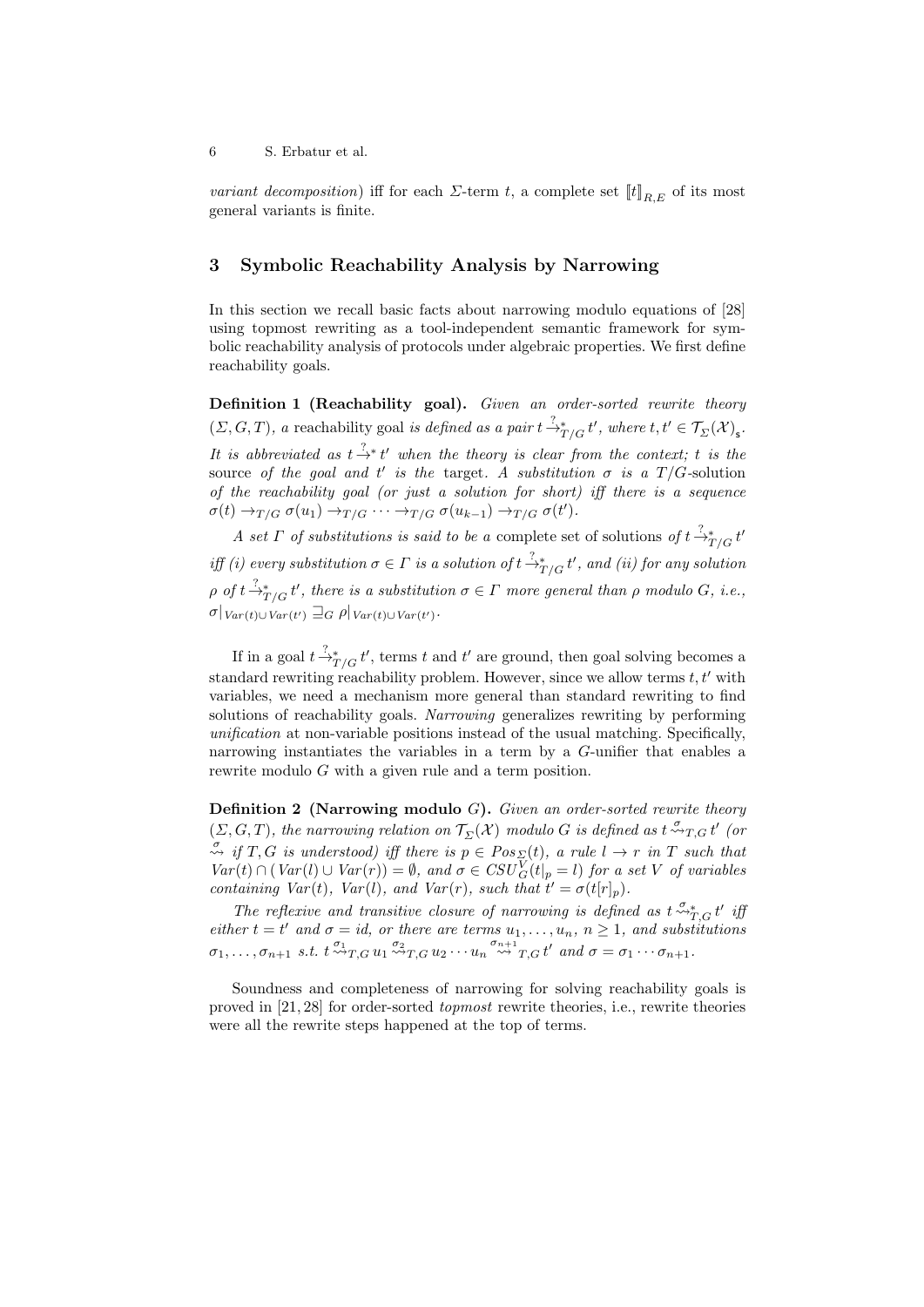*variant decomposition*) iff for each $\Sigma$-term $t$, a complete set $[\![t]\!]_{R,E}$ of its most general variants is finite.

## 3 Symbolic Reachability Analysis by Narrowing

In this section we recall basic facts about narrowing modulo equations of [28] using topmost rewriting as a tool-independent semantic framework for symbolic reachability analysis of protocols under algebraic properties. We first define reachability goals.

**Definition 1 (Reachability goal).** *Given an order-sorted rewrite theory $(\Sigma, G, T)$, a* reachability goal *is defined as a pair $t \overset{?}{\rightarrow}^{*}_{T/G} t'$, where $t, t' \in \mathcal{T}_{\Sigma}(\mathcal{X})_{\mathsf{s}}$. It is abbreviated as $t \overset{?}{\rightarrow}^{*} t'$ when the theory is clear from the context; $t$ is the* source *of the goal and $t'$ is the* target*. A substitution $\sigma$ is a $T/G$-solution of the reachability goal (or just a solution for short) iff there is a sequence $\sigma(t) \rightarrow_{T/G} \sigma(u_1) \rightarrow_{T/G} \cdots \rightarrow_{T/G} \sigma(u_{k-1}) \rightarrow_{T/G} \sigma(t')$.*

*A set $\Gamma$ of substitutions is said to be a* complete set of solutions *of $t \overset{?}{\rightarrow}^{*}_{T/G} t'$ iff (i) every substitution $\sigma \in \Gamma$ is a solution of $t \overset{?}{\rightarrow}^{*}_{T/G} t'$, and (ii) for any solution $\rho$ of $t \overset{?}{\rightarrow}^{*}_{T/G} t'$, there is a substitution $\sigma \in \Gamma$ more general than $\rho$ modulo $G$, i.e., $\sigma|_{Var(t) \cup Var(t')} \sqsupseteq_G \rho|_{Var(t) \cup Var(t')}$.*

If in a goal $t \overset{?}{\rightarrow}^{*}_{T/G} t'$, terms $t$ and $t'$ are ground, then goal solving becomes a standard rewriting reachability problem. However, since we allow terms $t, t'$ with variables, we need a mechanism more general than standard rewriting to find solutions of reachability goals. *Narrowing* generalizes rewriting by performing *unification* at non-variable positions instead of the usual matching. Specifically, narrowing instantiates the variables in a term by a $G$-unifier that enables a rewrite modulo $G$ with a given rule and a term position.

**Definition 2 (Narrowing modulo $G$).** *Given an order-sorted rewrite theory $(\Sigma, G, T)$, the narrowing relation on $\mathcal{T}_{\Sigma}(\mathcal{X})$ modulo $G$ is defined as $t \overset{\sigma}{\rightsquigarrow}_{T,G} t'$ (or $\overset{\sigma}{\rightsquigarrow}$ if $T, G$ is understood) iff there is $p \in Pos_{\Sigma}(t)$, a rule $l \rightarrow r$ in $T$ such that $Var(t) \cap (Var(l) \cup Var(r)) = \emptyset$, and $\sigma \in CSU^{V}_{G}(t|_p = l)$ for a set $V$ of variables containing $Var(t)$, $Var(l)$, and $Var(r)$, such that $t' = \sigma(t[r]_p)$.*

*The reflexive and transitive closure of narrowing is defined as $t \overset{\sigma}{\rightsquigarrow}^{*}_{T,G} t'$ iff either $t = t'$ and $\sigma = id$, or there are terms $u_1, \ldots, u_n$, $n \geq 1$, and substitutions $\sigma_1, \ldots, \sigma_{n+1}$ s.t. $t \overset{\sigma_1}{\rightsquigarrow}_{T,G} u_1 \overset{\sigma_2}{\rightsquigarrow}_{T,G} u_2 \cdots u_n \overset{\sigma_{n+1}}{\rightsquigarrow}_{T,G} t'$ and $\sigma = \sigma_1 \cdots \sigma_{n+1}$.*

Soundness and completeness of narrowing for solving reachability goals is proved in [21, 28] for order-sorted *topmost* rewrite theories, i.e., rewrite theories were all the rewrite steps happened at the top of terms.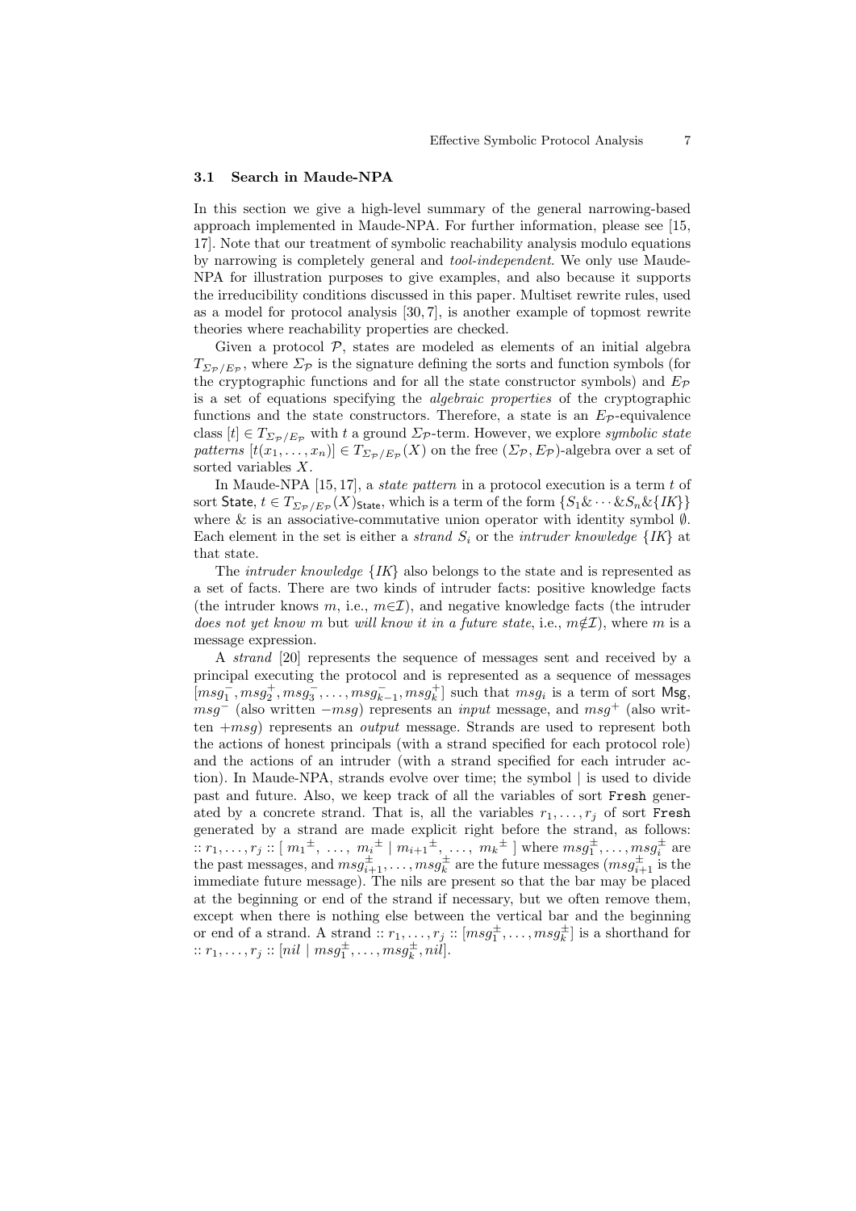### 3.1 Search in Maude-NPA

In this section we give a high-level summary of the general narrowing-based approach implemented in Maude-NPA. For further information, please see [15, 17]. Note that our treatment of symbolic reachability analysis modulo equations by narrowing is completely general and *tool-independent*. We only use Maude-NPA for illustration purposes to give examples, and also because it supports the irreducibility conditions discussed in this paper. Multiset rewrite rules, used as a model for protocol analysis [30, 7], is another example of topmost rewrite theories where reachability properties are checked.

Given a protocol $\mathcal{P}$, states are modeled as elements of an initial algebra $T_{\Sigma_{\mathcal{P}}/E_{\mathcal{P}}}$, where $\Sigma_{\mathcal{P}}$ is the signature defining the sorts and function symbols (for the cryptographic functions and for all the state constructor symbols) and $E_{\mathcal{P}}$ is a set of equations specifying the *algebraic properties* of the cryptographic functions and the state constructors. Therefore, a state is an $E_{\mathcal{P}}$-equivalence class $[t] \in T_{\Sigma_{\mathcal{P}}/E_{\mathcal{P}}}$ with $t$ a ground $\Sigma_{\mathcal{P}}$-term. However, we explore *symbolic state patterns* $[t(x_1, \ldots, x_n)] \in T_{\Sigma_{\mathcal{P}}/E_{\mathcal{P}}}(X)$ on the free $(\Sigma_{\mathcal{P}}, E_{\mathcal{P}})$-algebra over a set of sorted variables $X$.

In Maude-NPA [15, 17], a *state pattern* in a protocol execution is a term $t$ of sort $\mathsf{State}$, $t \in T_{\Sigma_{\mathcal{P}}/E_{\mathcal{P}}}(X)_{\mathsf{State}}$, which is a term of the form $\{S_1 \& \cdots \& S_n \& \{IK\}\}$ where $\&$ is an associative-commutative union operator with identity symbol $\emptyset$. Each element in the set is either a *strand* $S_i$ or the *intruder knowledge* $\{IK\}$ at that state.

The *intruder knowledge* $\{IK\}$ also belongs to the state and is represented as a set of facts. There are two kinds of intruder facts: positive knowledge facts (the intruder knows $m$, i.e., $m \in \mathcal{I}$), and negative knowledge facts (the intruder *does not yet know* $m$ but *will know it in a future state*, i.e., $m \notin \mathcal{I}$), where $m$ is a message expression.

A *strand* [20] represents the sequence of messages sent and received by a principal executing the protocol and is represented as a sequence of messages $[msg_1^-, msg_2^+, msg_3^-, \ldots, msg_{k-1}^-, msg_k^+]$ such that $msg_i$ is a term of sort $\mathsf{Msg}$, $msg^-$ (also written $-msg$) represents an *input* message, and $msg^+$ (also written $+msg$) represents an *output* message. Strands are used to represent both the actions of honest principals (with a strand specified for each protocol role) and the actions of an intruder (with a strand specified for each intruder action). In Maude-NPA, strands evolve over time; the symbol $|$ is used to divide past and future. Also, we keep track of all the variables of sort `Fresh` generated by a concrete strand. That is, all the variables $r_1, \ldots, r_j$ of sort `Fresh` generated by a strand are made explicit right before the strand, as follows: $:: r_1, \ldots, r_j :: [\ {m_1}^{\pm},\ \ldots,\ {m_i}^{\pm} \mid {m_{i+1}}^{\pm},\ \ldots,\ {m_k}^{\pm}\ ]$ where $msg_1^{\pm}, \ldots, msg_i^{\pm}$ are the past messages, and $msg_{i+1}^{\pm}, \ldots, msg_k^{\pm}$ are the future messages ($msg_{i+1}^{\pm}$ is the immediate future message). The nils are present so that the bar may be placed at the beginning or end of the strand if necessary, but we often remove them, except when there is nothing else between the vertical bar and the beginning or end of a strand. A strand $:: r_1, \ldots, r_j :: [msg_1^{\pm}, \ldots, msg_k^{\pm}]$ is a shorthand for $:: r_1, \ldots, r_j :: [nil \mid msg_1^{\pm}, \ldots, msg_k^{\pm}, nil]$.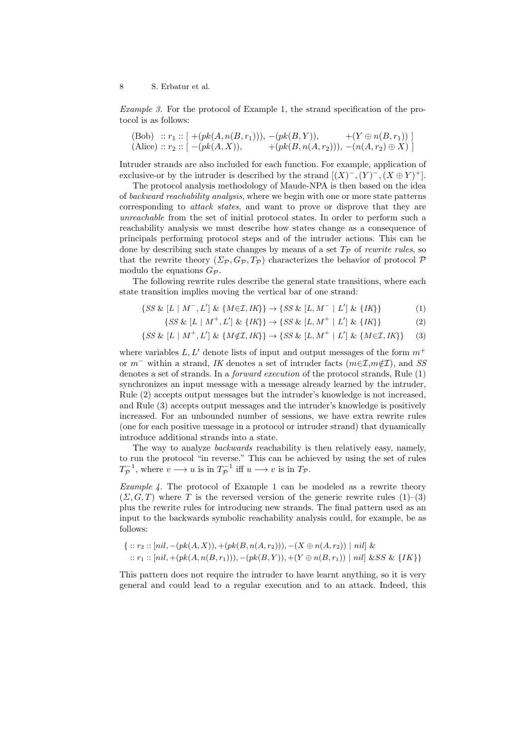*Example 3.* For the protocol of Example 1, the strand specification of the protocol is as follows:

$$
\begin{array}{ll}
\text{(Bob)} :: r_1 :: [\ +(pk(A, n(B, r_1))),\ -(pk(B, Y)), & +(Y \oplus n(B, r_1))\ ] \\
\text{(Alice)} :: r_2 :: [\ -(pk(A, X)), \quad +(pk(B, n(A, r_2))), & -(n(A, r_2) \oplus X)\ ]
\end{array}
$$

Intruder strands are also included for each function. For example, application of exclusive-or by the intruder is described by the strand $[(X)^-, (Y)^-, (X \oplus Y)^+]$.

The protocol analysis methodology of Maude-NPA is then based on the idea of *backward reachability analysis*, where we begin with one or more state patterns corresponding to *attack states*, and want to prove or disprove that they are *unreachable* from the set of initial protocol states. In order to perform such a reachability analysis we must describe how states change as a consequence of principals performing protocol steps and of the intruder actions. This can be done by describing such state changes by means of a set $T_{\mathcal{P}}$ of *rewrite rules*, so that the rewrite theory $(\Sigma_{\mathcal{P}}, G_{\mathcal{P}}, T_{\mathcal{P}})$ characterizes the behavior of protocol $\mathcal{P}$ modulo the equations $G_{\mathcal{P}}$.

The following rewrite rules describe the general state transitions, where each state transition implies moving the vertical bar of one strand:

$$\{SS \ \&\ [L \mid M^-, L'] \ \&\ \{M{\in}\mathcal{I}, IK\}\} \to \{SS \ \&\ [L, M^- \mid L'] \ \&\ \{IK\}\} \tag{1}$$

$$\{SS \ \&\ [L \mid M^+, L'] \ \&\ \{IK\}\} \to \{SS \ \&\ [L, M^+ \mid L'] \ \&\ \{IK\}\} \tag{2}$$

$$\{SS \ \&\ [L \mid M^+, L'] \ \&\ \{M{\notin}\mathcal{I}, IK\}\} \to \{SS \ \&\ [L, M^+ \mid L'] \ \&\ \{M{\in}\mathcal{I}, IK\}\} \tag{3}$$

where variables $L, L'$ denote lists of input and output messages of the form $m^+$ or $m^-$ within a strand, $IK$ denotes a set of intruder facts ($m{\in}\mathcal{I}$,$m{\notin}\mathcal{I}$), and $SS$ denotes a set of strands. In a *forward execution* of the protocol strands, Rule (1) synchronizes an input message with a message already learned by the intruder, Rule (2) accepts output messages but the intruder's knowledge is not increased, and Rule (3) accepts output messages and the intruder's knowledge is positively increased. For an unbounded number of sessions, we have extra rewrite rules (one for each positive message in a protocol or intruder strand) that dynamically introduce additional strands into a state.

The way to analyze *backwards* reachability is then relatively easy, namely, to run the protocol "in reverse." This can be achieved by using the set of rules $T_{\mathcal{P}}^{-1}$, where $v \longrightarrow u$ is in $T_{\mathcal{P}}^{-1}$ iff $u \longrightarrow v$ is in $T_{\mathcal{P}}$.

*Example 4.* The protocol of Example 1 can be modeled as a rewrite theory $(\Sigma, G, T)$ where $T$ is the reversed version of the generic rewrite rules (1)–(3) plus the rewrite rules for introducing new strands. The final pattern used as an input to the backwards symbolic reachability analysis could, for example, be as follows:

$$
\begin{array}{l}
\{\ :: r_2 :: [nil, -(pk(A, X)), +(pk(B, n(A, r_2))), -(X \oplus n(A, r_2)) \mid nil] \ \& \\
\quad :: r_1 :: [nil, +(pk(A, n(B, r_1))), -(pk(B, Y)), +(Y \oplus n(B, r_1)) \mid nil] \ \&SS \ \&\ \{IK\}\}
\end{array}
$$

This pattern does not require the intruder to have learnt anything, so it is very general and could lead to a regular execution and to an attack. Indeed, this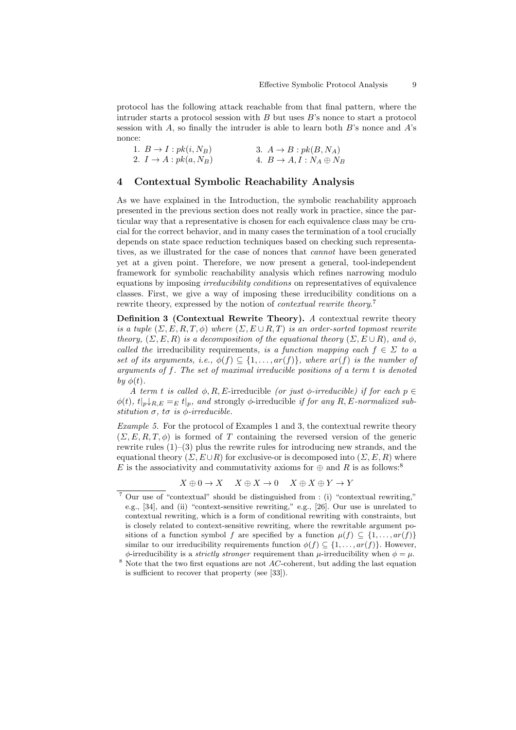protocol has the following attack reachable from that final pattern, where the intruder starts a protocol session with $B$ but uses $B$'s nonce to start a protocol session with $A$, so finally the intruder is able to learn both $B$'s nonce and $A$'s nonce:

1. $B \to I : pk(i, N_B)$
2. $I \to A : pk(a, N_B)$
3. $A \to B : pk(B, N_A)$
4. $B \to A, I : N_A \oplus N_B$

## 4 Contextual Symbolic Reachability Analysis

As we have explained in the Introduction, the symbolic reachability approach presented in the previous section does not really work in practice, since the particular way that a representative is chosen for each equivalence class may be crucial for the correct behavior, and in many cases the termination of a tool crucially depends on state space reduction techniques based on checking such representatives, as we illustrated for the case of nonces that *cannot* have been generated yet at a given point. Therefore, we now present a general, tool-independent framework for symbolic reachability analysis which refines narrowing modulo equations by imposing *irreducibility conditions* on representatives of equivalence classes. First, we give a way of imposing these irreducibility conditions on a rewrite theory, expressed by the notion of *contextual rewrite theory*.[7]

**Definition 3 (Contextual Rewrite Theory).** *A* contextual rewrite theory *is a tuple $(\Sigma, E, R, T, \phi)$ where $(\Sigma, E \cup R, T)$ is an order-sorted topmost rewrite theory, $(\Sigma, E, R)$ is a decomposition of the equational theory $(\Sigma, E \cup R)$, and $\phi$, called the* irreducibility requirements*, is a function mapping each $f \in \Sigma$ to a set of its arguments, i.e., $\phi(f) \subseteq \{1, \ldots, ar(f)\}$, where $ar(f)$ is the number of arguments of $f$. The set of maximal irreducible positions of a term $t$ is denoted by $\phi(t)$.*

*A term $t$ is called* $\phi, R, E$-irreducible *(or just $\phi$-irreducible) if for each $p \in \phi(t)$, $t|_p{\downarrow_{R,E}} =_E t|_p$, and* strongly $\phi$-irreducible *if for any $R, E$-normalized substitution $\sigma$, $t\sigma$ is $\phi$-irreducible.*

*Example 5.* For the protocol of Examples 1 and 3, the contextual rewrite theory $(\Sigma, E, R, T, \phi)$ is formed of $T$ containing the reversed version of the generic rewrite rules (1)–(3) plus the rewrite rules for introducing new strands, and the equational theory $(\Sigma, E \cup R)$ for exclusive-or is decomposed into $(\Sigma, E, R)$ where $E$ is the associativity and commutativity axioms for $\oplus$ and $R$ is as follows:[8]

$$X \oplus 0 \to X \qquad X \oplus X \to 0 \qquad X \oplus X \oplus Y \to Y$$

[7] Our use of "contextual" should be distinguished from : (i) "contextual rewriting," e.g., [34], and (ii) "context-sensitive rewriting," e.g., [26]. Our use is unrelated to contextual rewriting, which is a form of conditional rewriting with constraints, but is closely related to context-sensitive rewriting, where the rewritable argument positions of a function symbol $f$ are specified by a function $\mu(f) \subseteq \{1, \ldots, ar(f)\}$ similar to our irreducibility requirements function $\phi(f) \subseteq \{1, \ldots, ar(f)\}$. However, $\phi$-irreducibility is a *strictly stronger* requirement than $\mu$-irreducibility when $\phi = \mu$.

[8] Note that the two first equations are not $AC$-coherent, but adding the last equation is sufficient to recover that property (see [33]).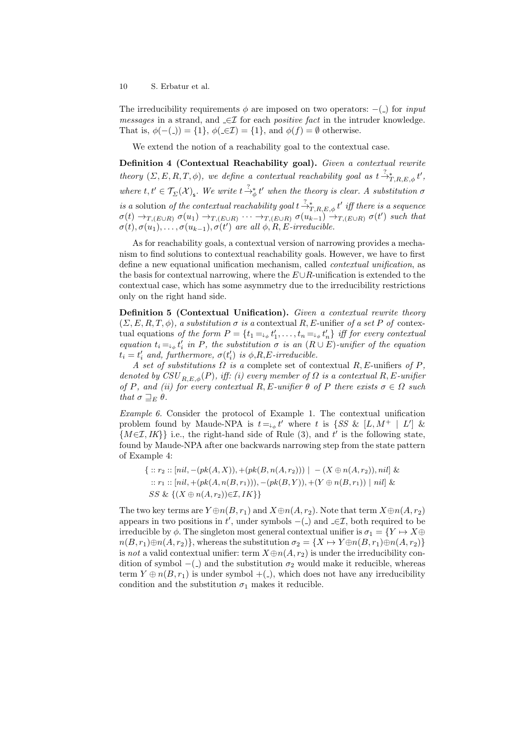The irreducibility requirements $\phi$ are imposed on two operators: $-(\_)$ for *input messages* in a strand, and $\_\in\mathcal{I}$ for each *positive fact* in the intruder knowledge. That is, $\phi(-(\_)) = \{1\}$, $\phi(\_\in\mathcal{I}) = \{1\}$, and $\phi(f) = \emptyset$ otherwise.

We extend the notion of a reachability goal to the contextual case.

**Definition 4 (Contextual Reachability goal).** *Given a contextual rewrite theory $(\Sigma, E, R, T, \phi)$, we define a contextual reachability goal as $t \stackrel{?}{\rightarrow}^{*}_{T,R,E,\phi} t'$, where $t, t' \in \mathcal{T}_{\Sigma}(\mathcal{X})_{\mathsf{s}}$. We write $t \stackrel{?}{\rightarrow}^{*}_{\phi} t'$ when the theory is clear. A substitution $\sigma$ is a* solution *of the contextual reachability goal $t \stackrel{?}{\rightarrow}^{*}_{T,R,E,\phi} t'$ iff there is a sequence $\sigma(t) \rightarrow_{T,(E\cup R)} \sigma(u_1) \rightarrow_{T,(E\cup R)} \cdots \rightarrow_{T,(E\cup R)} \sigma(u_{k-1}) \rightarrow_{T,(E\cup R)} \sigma(t')$ such that $\sigma(t), \sigma(u_1), \ldots, \sigma(u_{k-1}), \sigma(t')$ are all $\phi, R, E$-irreducible.*

As for reachability goals, a contextual version of narrowing provides a mechanism to find solutions to contextual reachability goals. However, we have to first define a new equational unification mechanism, called *contextual unification*, as the basis for contextual narrowing, where the $E\cup R$-unification is extended to the contextual case, which has some asymmetry due to the irreducibility restrictions only on the right hand side.

**Definition 5 (Contextual Unification).** *Given a contextual rewrite theory $(\Sigma, E, R, T, \phi)$, a substitution $\sigma$ is a* contextual $R, E$-unifier *of a set $P$ of* contextual equations *of the form $P = \{t_1 =_{\downarrow_\phi} t'_1, \ldots, t_n =_{\downarrow_\phi} t'_n\}$ iff for every contextual equation $t_i =_{\downarrow_\phi} t'_i$ in $P$, the substitution $\sigma$ is an $(R \cup E)$-unifier of the equation $t_i = t'_i$ and, furthermore, $\sigma(t'_i)$ is $\phi$,$R$,$E$-irreducible.*

*A set of substitutions $\Omega$ is a* complete set of contextual $R, E$-unifiers *of $P$, denoted by $CSU_{R,E,\phi}(P)$, iff: (i) every member of $\Omega$ is a contextual $R, E$-unifier of $P$, and (ii) for every contextual $R, E$-unifier $\theta$ of $P$ there exists $\sigma \in \Omega$ such that $\sigma \sqsupseteq_E \theta$.*

*Example 6.* Consider the protocol of Example 1. The contextual unification problem found by Maude-NPA is $t =_{\downarrow_\phi} t'$ where $t$ is $\{SS \ \& \ [L, M^+ \mid L'] \ \& \ \{M{\in}\mathcal{I}, IK\}\}$ i.e., the right-hand side of Rule (3), and $t'$ is the following state, found by Maude-NPA after one backwards narrowing step from the state pattern of Example 4:

$$
\begin{aligned}
\{ &:: r_2 :: [nil, -(pk(A, X)), +(pk(B, n(A, r_2))) \mid -(X \oplus n(A, r_2)), nil] \ \& \\
&:: r_1 :: [nil, +(pk(A, n(B, r_1))), -(pk(B, Y)), +(Y \oplus n(B, r_1)) \mid nil] \ \& \\
&SS \ \& \ \{(X \oplus n(A, r_2)){\in}\mathcal{I}, IK\}\}
\end{aligned}
$$

The two key terms are $Y \oplus n(B, r_1)$ and $X \oplus n(A, r_2)$. Note that term $X \oplus n(A, r_2)$ appears in two positions in $t'$, under symbols $-(\_)$ and $\_\in\mathcal{I}$, both required to be irreducible by $\phi$. The singleton most general contextual unifier is $\sigma_1 = \{Y \mapsto X \oplus n(B, r_1) \oplus n(A, r_2)\}$, whereas the substitution $\sigma_2 = \{X \mapsto Y \oplus n(B, r_1) \oplus n(A, r_2)\}$ is *not* a valid contextual unifier: term $X \oplus n(A, r_2)$ is under the irreducibility condition of symbol $-(\_)$ and the substitution $\sigma_2$ would make it reducible, whereas term $Y \oplus n(B, r_1)$ is under symbol $+(\_)$, which does not have any irreducibility condition and the substitution $\sigma_1$ makes it reducible.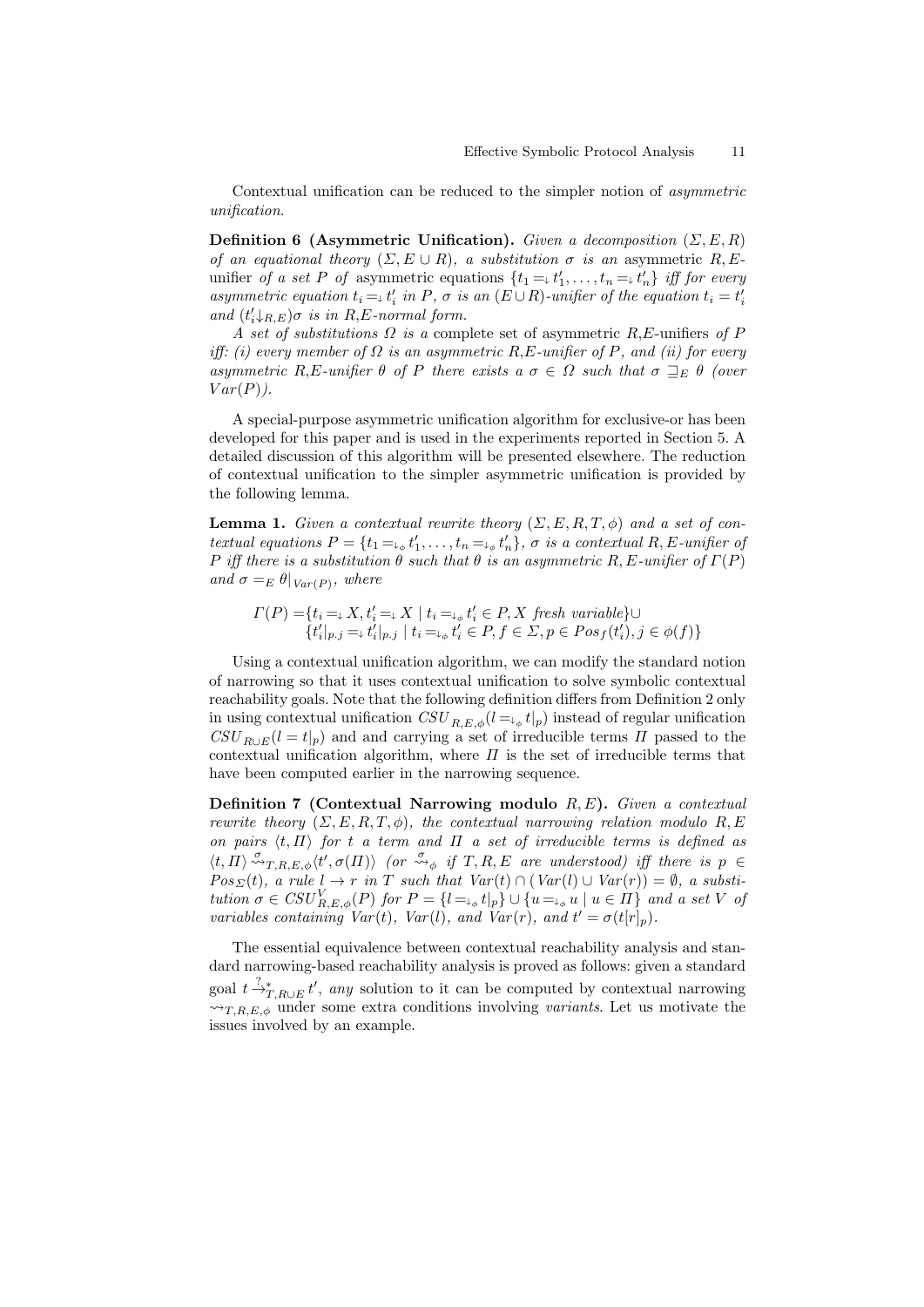Contextual unification can be reduced to the simpler notion of *asymmetric unification*.

**Definition 6 (Asymmetric Unification).** *Given a decomposition $(\Sigma, E, R)$ of an equational theory $(\Sigma, E \cup R)$, a substitution $\sigma$ is an* asymmetric $R,E$-unifier *of a set $P$ of* asymmetric equations $\{t_1 =_{\downarrow} t'_1, \ldots, t_n =_{\downarrow} t'_n\}$ *iff for every asymmetric equation $t_i =_{\downarrow} t'_i$ in $P$, $\sigma$ is an $(E \cup R)$-unifier of the equation $t_i = t'_i$ and $(t'_i{\downarrow_{R,E}})\sigma$ is in $R$,$E$-normal form.*

*A set of substitutions $\Omega$ is a* complete set of asymmetric $R$,$E$-unifiers *of $P$ iff: (i) every member of $\Omega$ is an asymmetric $R$,$E$-unifier of $P$, and (ii) for every asymmetric $R$,$E$-unifier $\theta$ of $P$ there exists a $\sigma \in \Omega$ such that $\sigma \sqsupseteq_E \theta$ (over $Var(P)$).*

A special-purpose asymmetric unification algorithm for exclusive-or has been developed for this paper and is used in the experiments reported in Section 5. A detailed discussion of this algorithm will be presented elsewhere. The reduction of contextual unification to the simpler asymmetric unification is provided by the following lemma.

**Lemma 1.** *Given a contextual rewrite theory $(\Sigma, E, R, T, \phi)$ and a set of contextual equations $P = \{t_1 =_{\downarrow_\phi} t'_1, \ldots, t_n =_{\downarrow_\phi} t'_n\}$, $\sigma$ is a contextual $R, E$-unifier of $P$ iff there is a substitution $\theta$ such that $\theta$ is an asymmetric $R, E$-unifier of $\Gamma(P)$ and $\sigma =_E \theta|_{Var(P)}$, where*

$$\begin{aligned}\Gamma(P) =& \{t_i =_{\downarrow} X, t'_i =_{\downarrow} X \mid t_i =_{\downarrow_\phi} t'_i \in P, X \text{ fresh variable}\} \cup \\ & \{t'_i|_{p.j} =_{\downarrow} t'_i|_{p.j} \mid t_i =_{\downarrow_\phi} t'_i \in P, f \in \Sigma, p \in Pos_f(t'_i), j \in \phi(f)\}\end{aligned}$$

Using a contextual unification algorithm, we can modify the standard notion of narrowing so that it uses contextual unification to solve symbolic contextual reachability goals. Note that the following definition differs from Definition 2 only in using contextual unification $CSU_{R,E,\phi}(l =_{\downarrow_\phi} t|_p)$ instead of regular unification $CSU_{R \cup E}(l = t|_p)$ and and carrying a set of irreducible terms $\Pi$ passed to the contextual unification algorithm, where $\Pi$ is the set of irreducible terms that have been computed earlier in the narrowing sequence.

**Definition 7 (Contextual Narrowing modulo $R, E$).** *Given a contextual rewrite theory $(\Sigma, E, R, T, \phi)$, the contextual narrowing relation modulo $R, E$ on pairs $\langle t, \Pi \rangle$ for $t$ a term and $\Pi$ a set of irreducible terms is defined as $\langle t, \Pi \rangle \overset{\sigma}{\rightsquigarrow}_{T,R,E,\phi} \langle t', \sigma(\Pi) \rangle$ (or $\overset{\sigma}{\rightsquigarrow}_\phi$ if $T, R, E$ are understood) iff there is $p \in Pos_\Sigma(t)$, a rule $l \to r$ in $T$ such that $Var(t) \cap (Var(l) \cup Var(r)) = \emptyset$, a substitution $\sigma \in CSU^V_{R,E,\phi}(P)$ for $P = \{l =_{\downarrow_\phi} t|_p\} \cup \{u =_{\downarrow_\phi} u \mid u \in \Pi\}$ and a set $V$ of variables containing $Var(t)$, $Var(l)$, and $Var(r)$, and $t' = \sigma(t[r]_p)$.*

The essential equivalence between contextual reachability analysis and standard narrowing-based reachability analysis is proved as follows: given a standard goal $t \overset{?}{\to}^*_{T,R \cup E} t'$, *any* solution to it can be computed by contextual narrowing $\rightsquigarrow_{T,R,E,\phi}$ under some extra conditions involving *variants*. Let us motivate the issues involved by an example.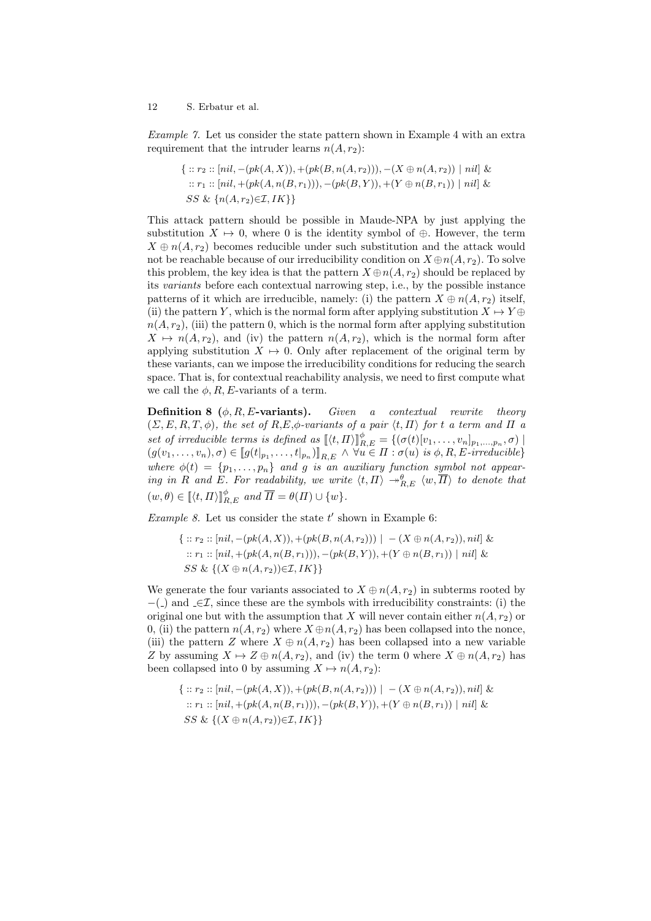*Example 7.* Let us consider the state pattern shown in Example 4 with an extra requirement that the intruder learns $n(A, r_2)$:

$$\{ :: r_2 :: [nil, -(pk(A, X)), +(pk(B, n(A, r_2))), -(X \oplus n(A, r_2)) \mid nil] \ \&$$
$$:: r_1 :: [nil, +(pk(A, n(B, r_1))), -(pk(B, Y)), +(Y \oplus n(B, r_1)) \mid nil] \ \&$$
$$SS \ \& \ \{n(A, r_2) {\in} \mathcal{I}, IK\}\}$$

This attack pattern should be possible in Maude-NPA by just applying the substitution $X \mapsto 0$, where 0 is the identity symbol of $\oplus$. However, the term $X \oplus n(A, r_2)$ becomes reducible under such substitution and the attack would not be reachable because of our irreducibility condition on $X \oplus n(A, r_2)$. To solve this problem, the key idea is that the pattern $X \oplus n(A, r_2)$ should be replaced by its *variants* before each contextual narrowing step, i.e., by the possible instance patterns of it which are irreducible, namely: (i) the pattern $X \oplus n(A, r_2)$ itself, (ii) the pattern $Y$, which is the normal form after applying substitution $X \mapsto Y \oplus n(A, r_2)$, (iii) the pattern 0, which is the normal form after applying substitution $X \mapsto n(A, r_2)$, and (iv) the pattern $n(A, r_2)$, which is the normal form after applying substitution $X \mapsto 0$. Only after replacement of the original term by these variants, can we impose the irreducibility conditions for reducing the search space. That is, for contextual reachability analysis, we need to first compute what we call the $\phi, R, E$-variants of a term.

**Definition 8 ($\phi, R, E$-variants).** *Given a contextual rewrite theory $(\Sigma, E, R, T, \phi)$, the set of R,E,$\phi$-variants of a pair $\langle t, \Pi \rangle$ for $t$ a term and $\Pi$ a set of irreducible terms is defined as $[\![\langle t, \Pi \rangle]\!]^{\phi}_{R,E} = \{(\sigma(t)[v_1, \ldots, v_n]_{p_1,\ldots,p_n}, \sigma) \mid (g(v_1, \ldots, v_n), \sigma) \in [\![g(t|_{p_1}, \ldots, t|_{p_n})]\!]_{R,E} \wedge \forall u \in \Pi : \sigma(u) \text{ is } \phi, R, E\text{-irreducible}\}$ where $\phi(t) = \{p_1, \ldots, p_n\}$ and $g$ is an auxiliary function symbol not appearing in $R$ and $E$. For readability, we write $\langle t, \Pi \rangle \twoheadrightarrow^{\theta}_{R,E} \langle w, \overline{\Pi} \rangle$ to denote that $(w, \theta) \in [\![\langle t, \Pi \rangle]\!]^{\phi}_{R,E}$ and $\overline{\Pi} = \theta(\Pi) \cup \{w\}$.*

*Example 8.* Let us consider the state $t'$ shown in Example 6:

$$\{ :: r_2 :: [nil, -(pk(A, X)), +(pk(B, n(A, r_2))) \mid -(X \oplus n(A, r_2)), nil] \ \&$$
$$:: r_1 :: [nil, +(pk(A, n(B, r_1))), -(pk(B, Y)), +(Y \oplus n(B, r_1)) \mid nil] \ \&$$
$$SS \ \& \ \{(X \oplus n(A, r_2)) {\in} \mathcal{I}, IK\}\}$$

We generate the four variants associated to $X \oplus n(A, r_2)$ in subterms rooted by $-(\_)$ and $\_{\in}\mathcal{I}$, since these are the symbols with irreducibility constraints: (i) the original one but with the assumption that $X$ will never contain either $n(A, r_2)$ or 0, (ii) the pattern $n(A, r_2)$ where $X \oplus n(A, r_2)$ has been collapsed into the nonce, (iii) the pattern $Z$ where $X \oplus n(A, r_2)$ has been collapsed into a new variable $Z$ by assuming $X \mapsto Z \oplus n(A, r_2)$, and (iv) the term 0 where $X \oplus n(A, r_2)$ has been collapsed into 0 by assuming $X \mapsto n(A, r_2)$:

$$\{ :: r_2 :: [nil, -(pk(A, X)), +(pk(B, n(A, r_2))) \mid -(X \oplus n(A, r_2)), nil] \ \&$$
$$:: r_1 :: [nil, +(pk(A, n(B, r_1))), -(pk(B, Y)), +(Y \oplus n(B, r_1)) \mid nil] \ \&$$
$$SS \ \& \ \{(X \oplus n(A, r_2)) {\in} \mathcal{I}, IK\}\}$$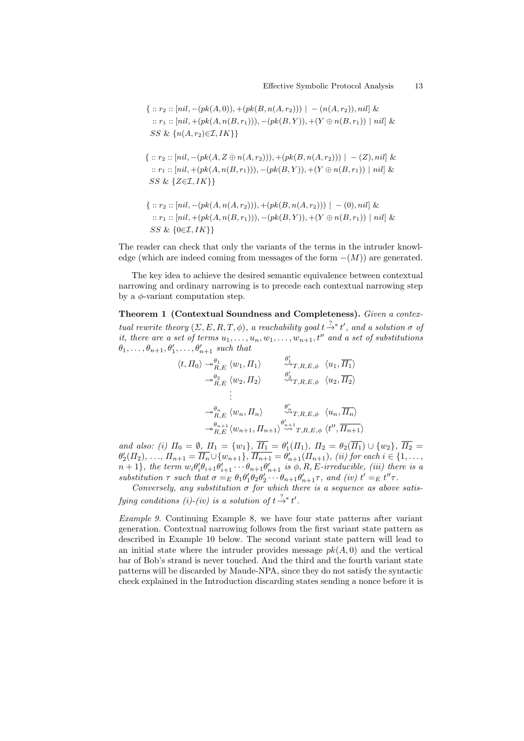$\{ :: r_2 :: [nil, -(pk(A,0)), +(pk(B,n(A,r_2))) \mid -(n(A,r_2)), nil]$ &
$\quad :: r_1 :: [nil, +(pk(A,n(B,r_1))), -(pk(B,Y)), +(Y \oplus n(B,r_1)) \mid nil]$ &
$\quad SS$ & $\{n(A,r_2) \in \mathcal{I}, IK\}\}$

$\{ :: r_2 :: [nil, -(pk(A, Z \oplus n(A,r_2))), +(pk(B,n(A,r_2))) \mid -(Z), nil]$ &
$\quad :: r_1 :: [nil, +(pk(A,n(B,r_1))), -(pk(B,Y)), +(Y \oplus n(B,r_1)) \mid nil]$ &
$\quad SS$ & $\{Z \in \mathcal{I}, IK\}\}$

$\{ :: r_2 :: [nil, -(pk(A,n(A,r_2))), +(pk(B,n(A,r_2))) \mid -(0), nil]$ &
$\quad :: r_1 :: [nil, +(pk(A,n(B,r_1))), -(pk(B,Y)), +(Y \oplus n(B,r_1)) \mid nil]$ &
$\quad SS$ & $\{0 \in \mathcal{I}, IK\}\}$

The reader can check that only the variants of the terms in the intruder knowledge (which are indeed coming from messages of the form $-(M)$) are generated.

The key idea to achieve the desired semantic equivalence between contextual narrowing and ordinary narrowing is to precede each contextual narrowing step by a $\phi$-variant computation step.

**Theorem 1 (Contextual Soundness and Completeness).** *Given a contextual rewrite theory $(\Sigma, E, R, T, \phi)$, a reachability goal $t \stackrel{?}{\rightarrow}^* t'$, and a solution $\sigma$ of it, there are a set of terms $u_1, \ldots, u_n, w_1, \ldots, w_{n+1}, t''$ and a set of substitutions $\theta_1, \ldots, \theta_{n+1}, \theta'_1, \ldots, \theta'_{n+1}$ such that*

$$
\begin{array}{llll}
\langle t, \Pi_0 \rangle & \twoheadrightarrow^{\theta_1}_{R,E} \langle w_1, \Pi_1 \rangle & \stackrel{\theta'_1}{\rightsquigarrow}_{T,R,E,\phi} & \langle u_1, \overline{\Pi_1} \rangle \\
& \twoheadrightarrow^{\theta_2}_{R,E} \langle w_2, \Pi_2 \rangle & \stackrel{\theta'_2}{\rightsquigarrow}_{T,R,E,\phi} & \langle u_2, \overline{\Pi_2} \rangle \\
& \vdots & & \\
& \twoheadrightarrow^{\theta_n}_{R,E} \langle w_n, \Pi_n \rangle & \stackrel{\theta'_n}{\rightsquigarrow}_{T,R,E,\phi} & \langle u_n, \overline{\Pi_n} \rangle \\
& \twoheadrightarrow^{\theta_{n+1}}_{R,E} \langle w_{n+1}, \Pi_{n+1} \rangle & \stackrel{\theta'_{n+1}}{\rightsquigarrow}_{T,R,E,\phi} & \langle t'', \overline{\Pi_{n+1}} \rangle
\end{array}
$$

*and also: (i) $\Pi_0 = \emptyset$, $\Pi_1 = \{w_1\}$, $\overline{\Pi_1} = \theta'_1(\Pi_1)$, $\Pi_2 = \theta_2(\overline{\Pi_1}) \cup \{w_2\}$, $\overline{\Pi_2} = \theta'_2(\Pi_2)$, $\ldots$, $\Pi_{n+1} = \overline{\Pi_n} \cup \{w_{n+1}\}$, $\overline{\Pi_{n+1}} = \theta'_{n+1}(\Pi_{n+1})$, (ii) for each $i \in \{1, \ldots, n+1\}$, the term $w_i \theta'_i \theta_{i+1} \theta'_{i+1} \cdots \theta_{n+1} \theta'_{n+1}$ is $\phi, R, E$-irreducible, (iii) there is a substitution $\tau$ such that $\sigma =_E \theta_1 \theta'_1 \theta_2 \theta'_2 \cdots \theta_{n+1} \theta'_{n+1} \tau$, and (iv) $t' =_E t'' \tau$.*

*Conversely, any substitution $\sigma$ for which there is a sequence as above satisfying conditions (i)-(iv) is a solution of $t \stackrel{?}{\rightarrow}^* t'$.*

*Example 9.* Continuing Example 8, we have four state patterns after variant generation. Contextual narrowing follows from the first variant state pattern as described in Example 10 below. The second variant state pattern will lead to an initial state where the intruder provides message $pk(A,0)$ and the vertical bar of Bob's strand is never touched. And the third and the fourth variant state patterns will be discarded by Maude-NPA, since they do not satisfy the syntactic check explained in the Introduction discarding states sending a nonce before it is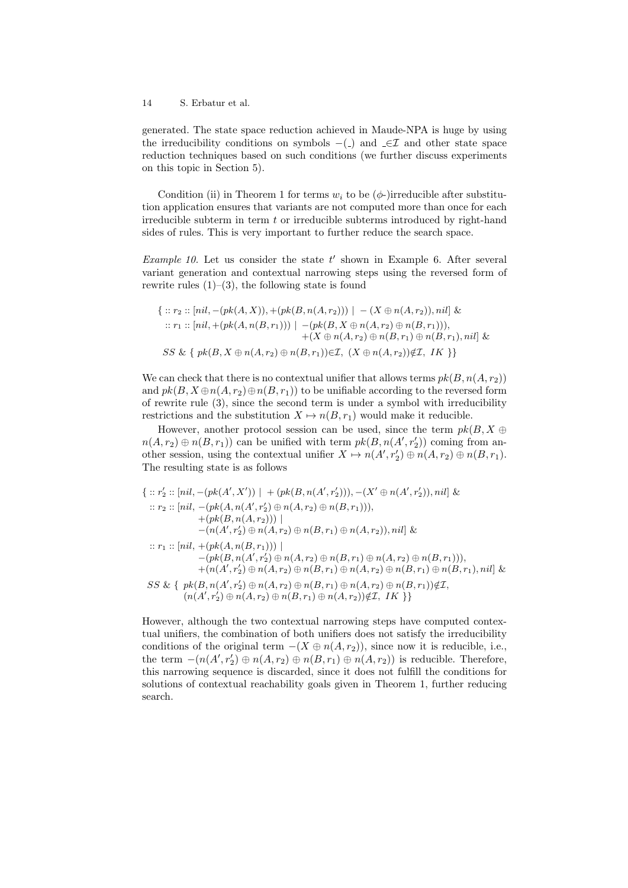generated. The state space reduction achieved in Maude-NPA is huge by using the irreducibility conditions on symbols $-(\_)$ and $\_\in\mathcal{I}$ and other state space reduction techniques based on such conditions (we further discuss experiments on this topic in Section 5).

Condition (ii) in Theorem 1 for terms $w_i$ to be ($\phi$-)irreducible after substitution application ensures that variants are not computed more than once for each irreducible subterm in term $t$ or irreducible subterms introduced by right-hand sides of rules. This is very important to further reduce the search space.

*Example 10.* Let us consider the state $t'$ shown in Example 6. After several variant generation and contextual narrowing steps using the reversed form of rewrite rules (1)–(3), the following state is found

$$
\begin{array}{l}
\{ :: r_2 :: [nil, -(pk(A,X)), +(pk(B,n(A,r_2))) \mid -(X \oplus n(A,r_2)), nil] \ \& \\
\quad :: r_1 :: [nil, +(pk(A,n(B,r_1))) \mid -(pk(B, X \oplus n(A,r_2) \oplus n(B,r_1))), \\
\qquad\qquad\qquad\qquad\qquad\qquad +(X \oplus n(A,r_2) \oplus n(B,r_1) \oplus n(B,r_1), nil] \ \& \\
\quad SS \ \& \ \{ \ pk(B, X \oplus n(A,r_2) \oplus n(B,r_1)) {\in} \mathcal{I}, \ (X \oplus n(A,r_2)) {\notin} \mathcal{I}, \ IK \ \}\}
\end{array}
$$

We can check that there is no contextual unifier that allows terms $pk(B,n(A,r_2))$ and $pk(B, X \oplus n(A,r_2) \oplus n(B,r_1))$ to be unifiable according to the reversed form of rewrite rule (3), since the second term is under a symbol with irreducibility restrictions and the substitution $X \mapsto n(B,r_1)$ would make it reducible.

However, another protocol session can be used, since the term $pk(B, X \oplus n(A,r_2) \oplus n(B,r_1))$ can be unified with term $pk(B, n(A',r_2'))$ coming from another session, using the contextual unifier $X \mapsto n(A',r_2') \oplus n(A,r_2) \oplus n(B,r_1)$. The resulting state is as follows

$$
\begin{array}{l}
\{ :: r_2' :: [nil, -(pk(A',X')) \mid +(pk(B,n(A',r_2'))), -(X' \oplus n(A',r_2')), nil] \ \& \\
\quad :: r_2 :: [nil, \ -(pk(A, n(A',r_2') \oplus n(A,r_2) \oplus n(B,r_1))), \\
\qquad\qquad\qquad +(pk(B,n(A,r_2))) \mid \\
\qquad\qquad\qquad -(n(A',r_2') \oplus n(A,r_2) \oplus n(B,r_1) \oplus n(A,r_2)), nil] \ \& \\
\quad :: r_1 :: [nil, \ +(pk(A,n(B,r_1))) \mid \\
\qquad\qquad\qquad -(pk(B, n(A',r_2') \oplus n(A,r_2) \oplus n(B,r_1) \oplus n(A,r_2) \oplus n(B,r_1))), \\
\qquad\qquad\qquad +(n(A',r_2') \oplus n(A,r_2) \oplus n(B,r_1) \oplus n(A,r_2) \oplus n(B,r_1) \oplus n(B,r_1), nil] \ \& \\
\quad SS \ \& \ \{ \ pk(B, n(A',r_2') \oplus n(A,r_2) \oplus n(B,r_1) \oplus n(A,r_2) \oplus n(B,r_1)) {\notin} \mathcal{I}, \\
\qquad\qquad (n(A',r_2') \oplus n(A,r_2) \oplus n(B,r_1) \oplus n(A,r_2)) {\notin} \mathcal{I}, \ IK \ \}\}
\end{array}
$$

However, although the two contextual narrowing steps have computed contextual unifiers, the combination of both unifiers does not satisfy the irreducibility conditions of the original term $-(X \oplus n(A,r_2))$, since now it is reducible, i.e., the term $-(n(A',r_2') \oplus n(A,r_2) \oplus n(B,r_1) \oplus n(A,r_2))$ is reducible. Therefore, this narrowing sequence is discarded, since it does not fulfill the conditions for solutions of contextual reachability goals given in Theorem 1, further reducing search.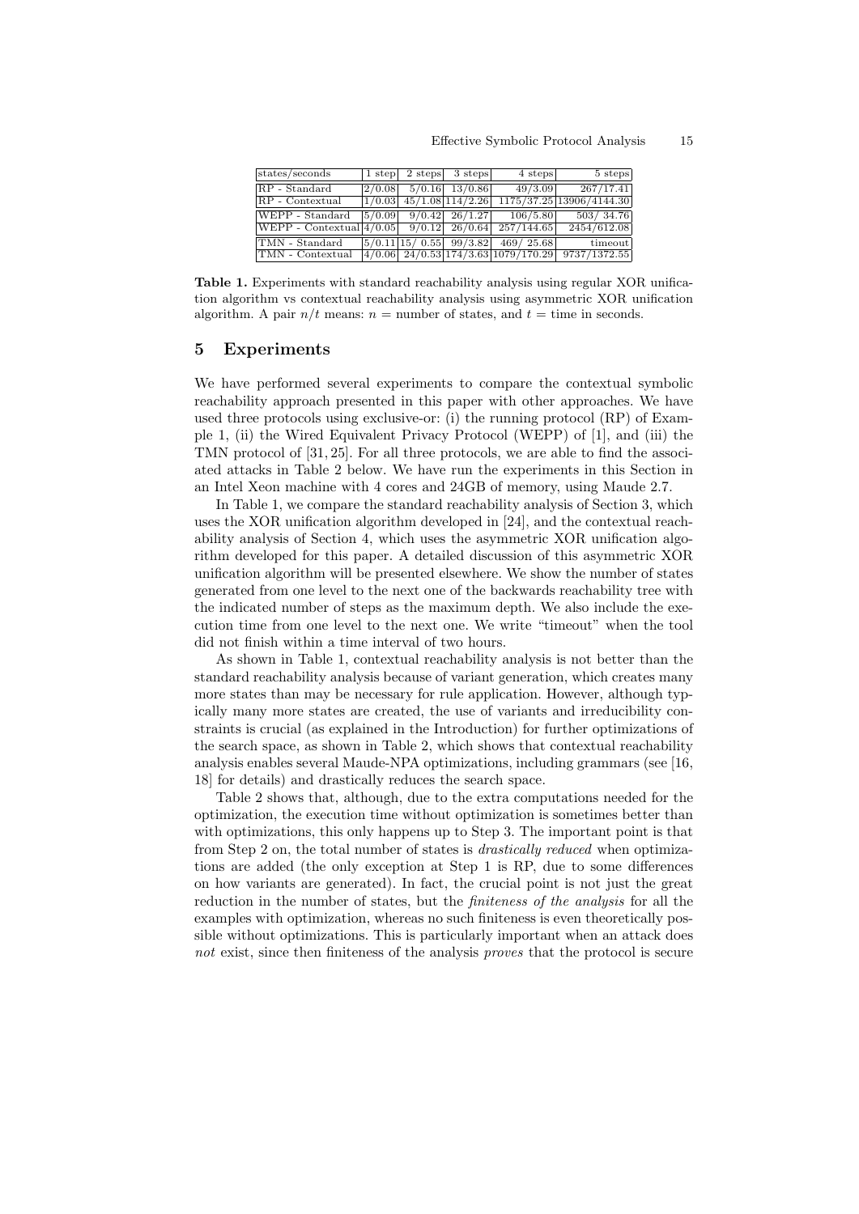| states/seconds | 1 step | 2 steps | 3 steps | 4 steps | 5 steps |
|---|---|---|---|---|---|
| RP - Standard | 2/0.08 | 5/0.16 | 13/0.86 | 49/3.09 | 267/17.41 |
| RP - Contextual | 1/0.03 | 45/1.08 | 114/2.26 | 1175/37.25 | 13906/4144.30 |
| WEPP - Standard | 5/0.09 | 9/0.42 | 26/1.27 | 106/5.80 | 503/ 34.76 |
| WEPP - Contextual | 4/0.05 | 9/0.12 | 26/0.64 | 257/144.65 | 2454/612.08 |
| TMN - Standard | 5/0.11 | 15/ 0.55 | 99/3.82 | 469/ 25.68 | timeout |
| TMN - Contextual | 4/0.06 | 24/0.53 | 174/3.63 | 1079/170.29 | 9737/1372.55 |

**Table 1.** Experiments with standard reachability analysis using regular XOR unification algorithm vs contextual reachability analysis using asymmetric XOR unification algorithm. A pair $n/t$ means: $n$ = number of states, and $t$ = time in seconds.

## 5 Experiments

We have performed several experiments to compare the contextual symbolic reachability approach presented in this paper with other approaches. We have used three protocols using exclusive-or: (i) the running protocol (RP) of Example 1, (ii) the Wired Equivalent Privacy Protocol (WEPP) of [1], and (iii) the TMN protocol of [31, 25]. For all three protocols, we are able to find the associated attacks in Table 2 below. We have run the experiments in this Section in an Intel Xeon machine with 4 cores and 24GB of memory, using Maude 2.7.

In Table 1, we compare the standard reachability analysis of Section 3, which uses the XOR unification algorithm developed in [24], and the contextual reachability analysis of Section 4, which uses the asymmetric XOR unification algorithm developed for this paper. A detailed discussion of this asymmetric XOR unification algorithm will be presented elsewhere. We show the number of states generated from one level to the next one of the backwards reachability tree with the indicated number of steps as the maximum depth. We also include the execution time from one level to the next one. We write "timeout" when the tool did not finish within a time interval of two hours.

As shown in Table 1, contextual reachability analysis is not better than the standard reachability analysis because of variant generation, which creates many more states than may be necessary for rule application. However, although typically many more states are created, the use of variants and irreducibility constraints is crucial (as explained in the Introduction) for further optimizations of the search space, as shown in Table 2, which shows that contextual reachability analysis enables several Maude-NPA optimizations, including grammars (see [16, 18] for details) and drastically reduces the search space.

Table 2 shows that, although, due to the extra computations needed for the optimization, the execution time without optimization is sometimes better than with optimizations, this only happens up to Step 3. The important point is that from Step 2 on, the total number of states is *drastically reduced* when optimizations are added (the only exception at Step 1 is RP, due to some differences on how variants are generated). In fact, the crucial point is not just the great reduction in the number of states, but the *finiteness of the analysis* for all the examples with optimization, whereas no such finiteness is even theoretically possible without optimizations. This is particularly important when an attack does *not* exist, since then finiteness of the analysis *proves* that the protocol is secure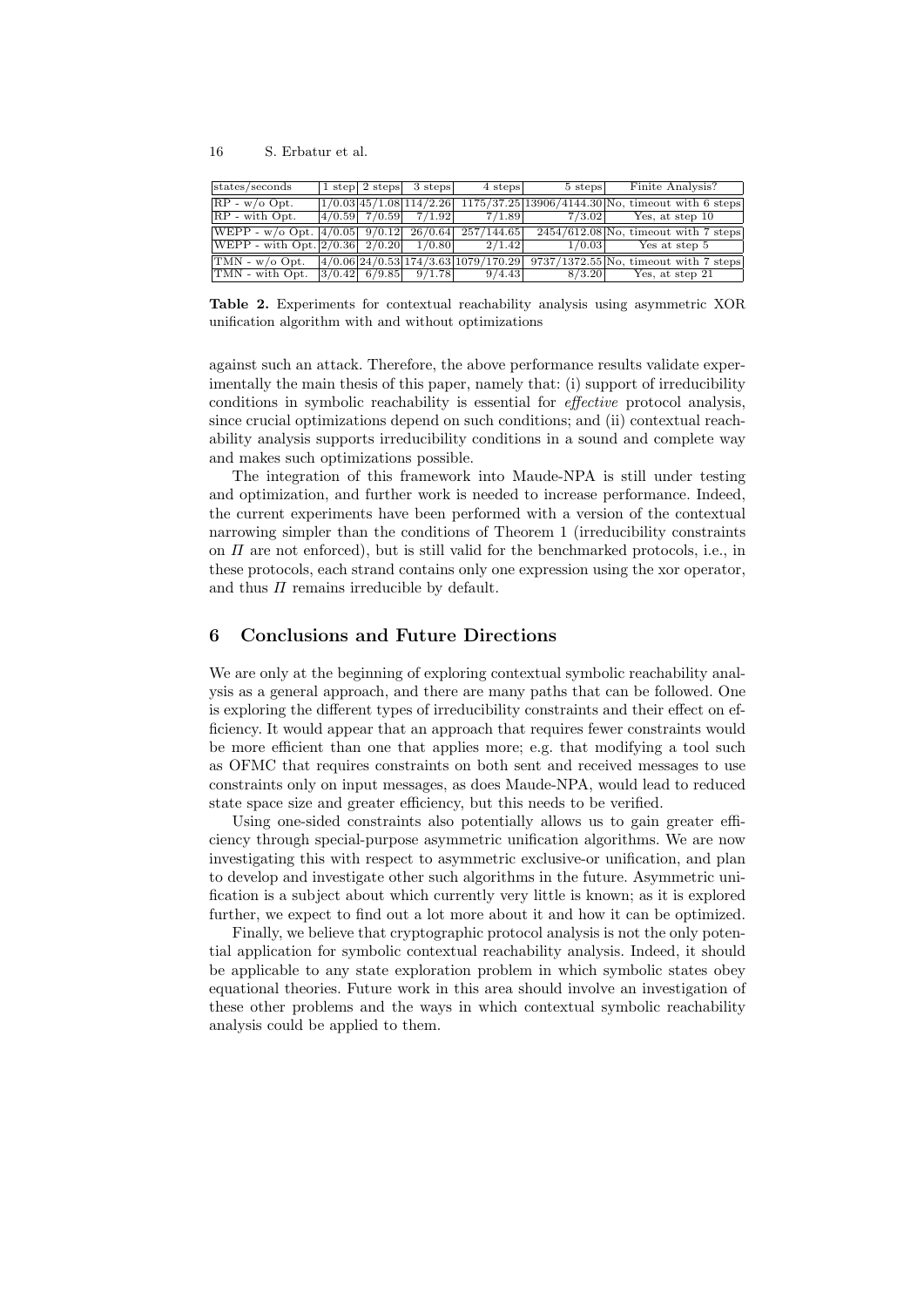| states/seconds | 1 step | 2 steps | 3 steps | 4 steps | 5 steps | Finite Analysis? |
|---|---|---|---|---|---|---|
| RP - w/o Opt. | 1/0.03 | 45/1.08 | 114/2.26 | 1175/37.25 | 13906/4144.30 | No, timeout with 6 steps |
| RP - with Opt. | 4/0.59 | 7/0.59 | 7/1.92 | 7/1.89 | 7/3.02 | Yes, at step 10 |
| WEPP - w/o Opt. | 4/0.05 | 9/0.12 | 26/0.64 | 257/144.65 | 2454/612.08 | No, timeout with 7 steps |
| WEPP - with Opt. | 2/0.36 | 2/0.20 | 1/0.80 | 2/1.42 | 1/0.03 | Yes at step 5 |
| TMN - w/o Opt. | 4/0.06 | 24/0.53 | 174/3.63 | 1079/170.29 | 9737/1372.55 | No, timeout with 7 steps |
| TMN - with Opt. | 3/0.42 | 6/9.85 | 9/1.78 | 9/4.43 | 8/3.20 | Yes, at step 21 |

**Table 2.** Experiments for contextual reachability analysis using asymmetric XOR unification algorithm with and without optimizations

against such an attack. Therefore, the above performance results validate experimentally the main thesis of this paper, namely that: (i) support of irreducibility conditions in symbolic reachability is essential for *effective* protocol analysis, since crucial optimizations depend on such conditions; and (ii) contextual reachability analysis supports irreducibility conditions in a sound and complete way and makes such optimizations possible.

The integration of this framework into Maude-NPA is still under testing and optimization, and further work is needed to increase performance. Indeed, the current experiments have been performed with a version of the contextual narrowing simpler than the conditions of Theorem 1 (irreducibility constraints on $\Pi$ are not enforced), but is still valid for the benchmarked protocols, i.e., in these protocols, each strand contains only one expression using the xor operator, and thus $\Pi$ remains irreducible by default.

## 6 Conclusions and Future Directions

We are only at the beginning of exploring contextual symbolic reachability analysis as a general approach, and there are many paths that can be followed. One is exploring the different types of irreducibility constraints and their effect on efficiency. It would appear that an approach that requires fewer constraints would be more efficient than one that applies more; e.g. that modifying a tool such as OFMC that requires constraints on both sent and received messages to use constraints only on input messages, as does Maude-NPA, would lead to reduced state space size and greater efficiency, but this needs to be verified.

Using one-sided constraints also potentially allows us to gain greater efficiency through special-purpose asymmetric unification algorithms. We are now investigating this with respect to asymmetric exclusive-or unification, and plan to develop and investigate other such algorithms in the future. Asymmetric unification is a subject about which currently very little is known; as it is explored further, we expect to find out a lot more about it and how it can be optimized.

Finally, we believe that cryptographic protocol analysis is not the only potential application for symbolic contextual reachability analysis. Indeed, it should be applicable to any state exploration problem in which symbolic states obey equational theories. Future work in this area should involve an investigation of these other problems and the ways in which contextual symbolic reachability analysis could be applied to them.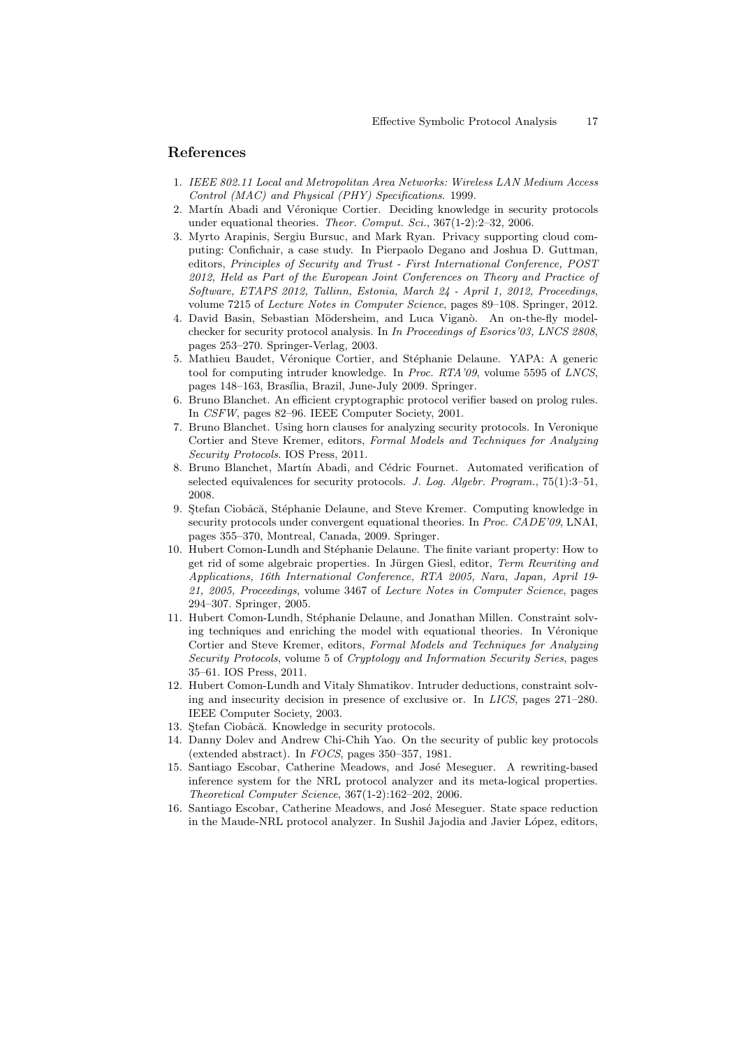## References

1. *IEEE 802.11 Local and Metropolitan Area Networks: Wireless LAN Medium Access Control (MAC) and Physical (PHY) Specifications*. 1999.
2. Martín Abadi and Véronique Cortier. Deciding knowledge in security protocols under equational theories. *Theor. Comput. Sci.*, 367(1-2):2–32, 2006.
3. Myrto Arapinis, Sergiu Bursuc, and Mark Ryan. Privacy supporting cloud computing: Confichair, a case study. In Pierpaolo Degano and Joshua D. Guttman, editors, *Principles of Security and Trust - First International Conference, POST 2012, Held as Part of the European Joint Conferences on Theory and Practice of Software, ETAPS 2012, Tallinn, Estonia, March 24 - April 1, 2012, Proceedings*, volume 7215 of *Lecture Notes in Computer Science*, pages 89–108. Springer, 2012.
4. David Basin, Sebastian Mödersheim, and Luca Viganò. An on-the-fly model-checker for security protocol analysis. In *In Proceedings of Esorics'03, LNCS 2808*, pages 253–270. Springer-Verlag, 2003.
5. Mathieu Baudet, Véronique Cortier, and Stéphanie Delaune. YAPA: A generic tool for computing intruder knowledge. In *Proc. RTA'09*, volume 5595 of *LNCS*, pages 148–163, Brasília, Brazil, June-July 2009. Springer.
6. Bruno Blanchet. An efficient cryptographic protocol verifier based on prolog rules. In *CSFW*, pages 82–96. IEEE Computer Society, 2001.
7. Bruno Blanchet. Using horn clauses for analyzing security protocols. In Veronique Cortier and Steve Kremer, editors, *Formal Models and Techniques for Analyzing Security Protocols*. IOS Press, 2011.
8. Bruno Blanchet, Martín Abadi, and Cédric Fournet. Automated verification of selected equivalences for security protocols. *J. Log. Algebr. Program.*, 75(1):3–51, 2008.
9. Ştefan Ciobâcă, Stéphanie Delaune, and Steve Kremer. Computing knowledge in security protocols under convergent equational theories. In *Proc. CADE'09*, LNAI, pages 355–370, Montreal, Canada, 2009. Springer.
10. Hubert Comon-Lundh and Stéphanie Delaune. The finite variant property: How to get rid of some algebraic properties. In Jürgen Giesl, editor, *Term Rewriting and Applications, 16th International Conference, RTA 2005, Nara, Japan, April 19-21, 2005, Proceedings*, volume 3467 of *Lecture Notes in Computer Science*, pages 294–307. Springer, 2005.
11. Hubert Comon-Lundh, Stéphanie Delaune, and Jonathan Millen. Constraint solving techniques and enriching the model with equational theories. In Véronique Cortier and Steve Kremer, editors, *Formal Models and Techniques for Analyzing Security Protocols*, volume 5 of *Cryptology and Information Security Series*, pages 35–61. IOS Press, 2011.
12. Hubert Comon-Lundh and Vitaly Shmatikov. Intruder deductions, constraint solving and insecurity decision in presence of exclusive or. In *LICS*, pages 271–280. IEEE Computer Society, 2003.
13. Ştefan Ciobâcă. Knowledge in security protocols.
14. Danny Dolev and Andrew Chi-Chih Yao. On the security of public key protocols (extended abstract). In *FOCS*, pages 350–357, 1981.
15. Santiago Escobar, Catherine Meadows, and José Meseguer. A rewriting-based inference system for the NRL protocol analyzer and its meta-logical properties. *Theoretical Computer Science*, 367(1-2):162–202, 2006.
16. Santiago Escobar, Catherine Meadows, and José Meseguer. State space reduction in the Maude-NRL protocol analyzer. In Sushil Jajodia and Javier López, editors,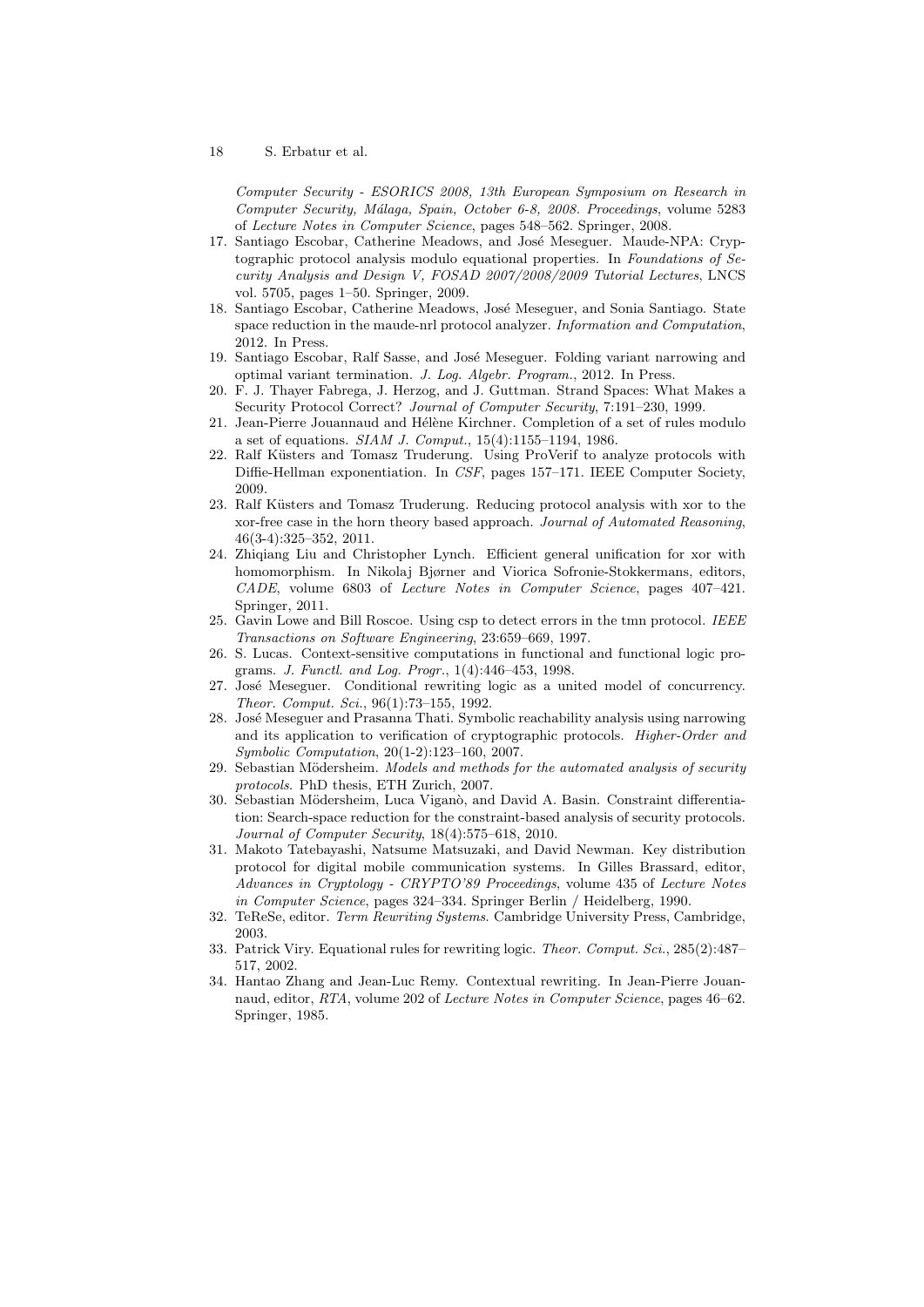*Computer Security - ESORICS 2008, 13th European Symposium on Research in Computer Security, Málaga, Spain, October 6-8, 2008. Proceedings*, volume 5283 of *Lecture Notes in Computer Science*, pages 548–562. Springer, 2008.

17. Santiago Escobar, Catherine Meadows, and José Meseguer. Maude-NPA: Cryptographic protocol analysis modulo equational properties. In *Foundations of Security Analysis and Design V, FOSAD 2007/2008/2009 Tutorial Lectures*, LNCS vol. 5705, pages 1–50. Springer, 2009.
18. Santiago Escobar, Catherine Meadows, José Meseguer, and Sonia Santiago. State space reduction in the maude-nrl protocol analyzer. *Information and Computation*, 2012. In Press.
19. Santiago Escobar, Ralf Sasse, and José Meseguer. Folding variant narrowing and optimal variant termination. *J. Log. Algebr. Program.*, 2012. In Press.
20. F. J. Thayer Fabrega, J. Herzog, and J. Guttman. Strand Spaces: What Makes a Security Protocol Correct? *Journal of Computer Security*, 7:191–230, 1999.
21. Jean-Pierre Jouannaud and Hélène Kirchner. Completion of a set of rules modulo a set of equations. *SIAM J. Comput.*, 15(4):1155–1194, 1986.
22. Ralf Küsters and Tomasz Truderung. Using ProVerif to analyze protocols with Diffie-Hellman exponentiation. In *CSF*, pages 157–171. IEEE Computer Society, 2009.
23. Ralf Küsters and Tomasz Truderung. Reducing protocol analysis with xor to the xor-free case in the horn theory based approach. *Journal of Automated Reasoning*, 46(3-4):325–352, 2011.
24. Zhiqiang Liu and Christopher Lynch. Efficient general unification for xor with homomorphism. In Nikolaj Bjørner and Viorica Sofronie-Stokkermans, editors, *CADE*, volume 6803 of *Lecture Notes in Computer Science*, pages 407–421. Springer, 2011.
25. Gavin Lowe and Bill Roscoe. Using csp to detect errors in the tmn protocol. *IEEE Transactions on Software Engineering*, 23:659–669, 1997.
26. S. Lucas. Context-sensitive computations in functional and functional logic programs. *J. Functl. and Log. Progr.*, 1(4):446–453, 1998.
27. José Meseguer. Conditional rewriting logic as a united model of concurrency. *Theor. Comput. Sci.*, 96(1):73–155, 1992.
28. José Meseguer and Prasanna Thati. Symbolic reachability analysis using narrowing and its application to verification of cryptographic protocols. *Higher-Order and Symbolic Computation*, 20(1-2):123–160, 2007.
29. Sebastian Mödersheim. *Models and methods for the automated analysis of security protocols*. PhD thesis, ETH Zurich, 2007.
30. Sebastian Mödersheim, Luca Viganò, and David A. Basin. Constraint differentiation: Search-space reduction for the constraint-based analysis of security protocols. *Journal of Computer Security*, 18(4):575–618, 2010.
31. Makoto Tatebayashi, Natsume Matsuzaki, and David Newman. Key distribution protocol for digital mobile communication systems. In Gilles Brassard, editor, *Advances in Cryptology - CRYPTO'89 Proceedings*, volume 435 of *Lecture Notes in Computer Science*, pages 324–334. Springer Berlin / Heidelberg, 1990.
32. TeReSe, editor. *Term Rewriting Systems*. Cambridge University Press, Cambridge, 2003.
33. Patrick Viry. Equational rules for rewriting logic. *Theor. Comput. Sci.*, 285(2):487–517, 2002.
34. Hantao Zhang and Jean-Luc Remy. Contextual rewriting. In Jean-Pierre Jouannaud, editor, *RTA*, volume 202 of *Lecture Notes in Computer Science*, pages 46–62. Springer, 1985.